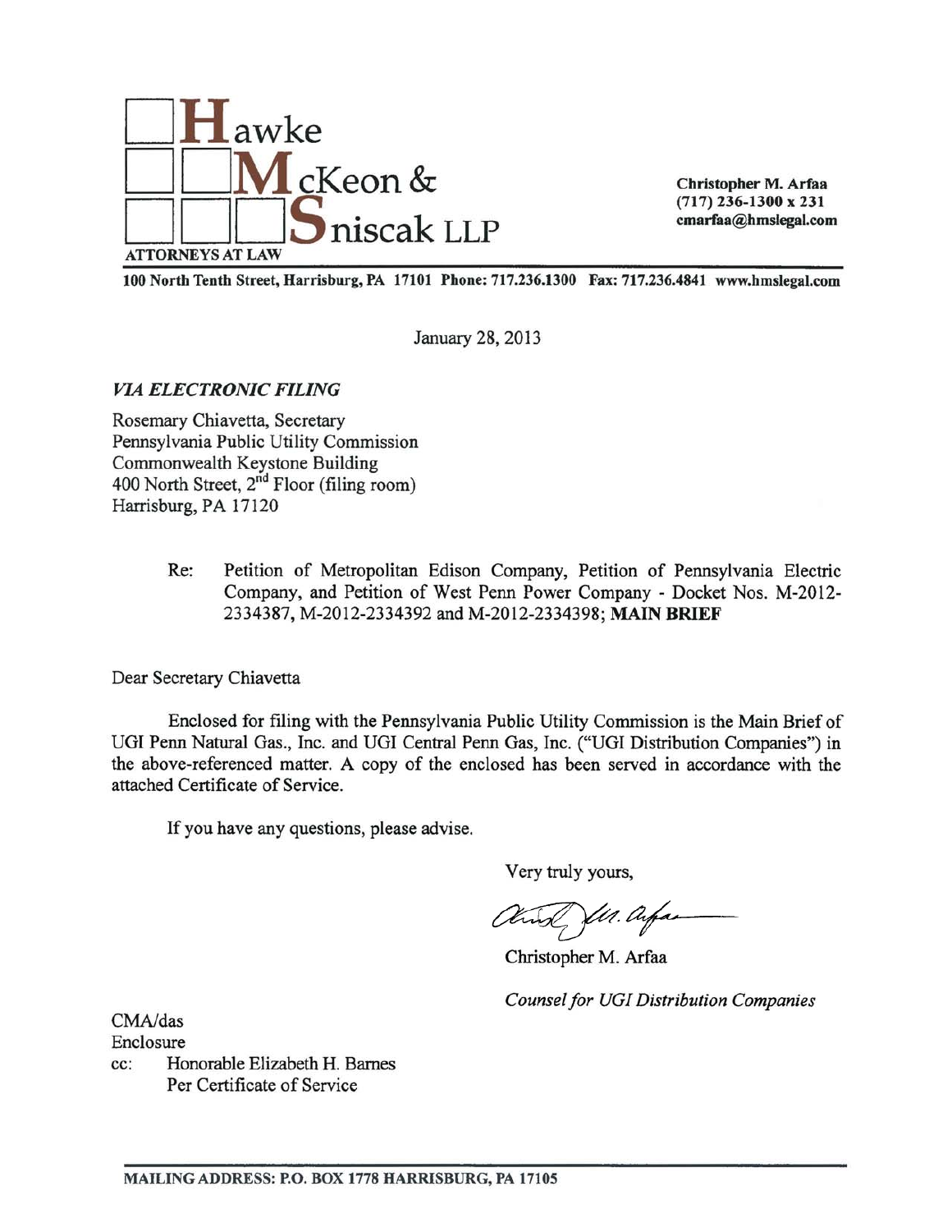**Hawke McKeon & Sniscak LLP**

ATTORNEYS AT LAW

**Christopher M. Arfaa**
**(717) 236-1300 x 231**
**cmarfaa@hmslegal.com**

**100 North Tenth Street, Harrisburg, PA 17101 Phone: 717.236.1300 Fax: 717.236.4841 www.hmslegal.com**

January 28, 2013

***VIA ELECTRONIC FILING***

Rosemary Chiavetta, Secretary
Pennsylvania Public Utility Commission
Commonwealth Keystone Building
400 North Street, 2nd Floor (filing room)
Harrisburg, PA 17120

Re: Petition of Metropolitan Edison Company, Petition of Pennsylvania Electric Company, and Petition of West Penn Power Company - Docket Nos. M-2012-2334387, M-2012-2334392 and M-2012-2334398; **MAIN BRIEF**

Dear Secretary Chiavetta

Enclosed for filing with the Pennsylvania Public Utility Commission is the Main Brief of UGI Penn Natural Gas., Inc. and UGI Central Penn Gas, Inc. ("UGI Distribution Companies") in the above-referenced matter. A copy of the enclosed has been served in accordance with the attached Certificate of Service.

If you have any questions, please advise.

Very truly yours,

Christopher M. Arfaa

*Counsel for UGI Distribution Companies*

CMA/das
Enclosure
cc: Honorable Elizabeth H. Barnes
Per Certificate of Service

**MAILING ADDRESS: P.O. BOX 1778 HARRISBURG, PA 17105**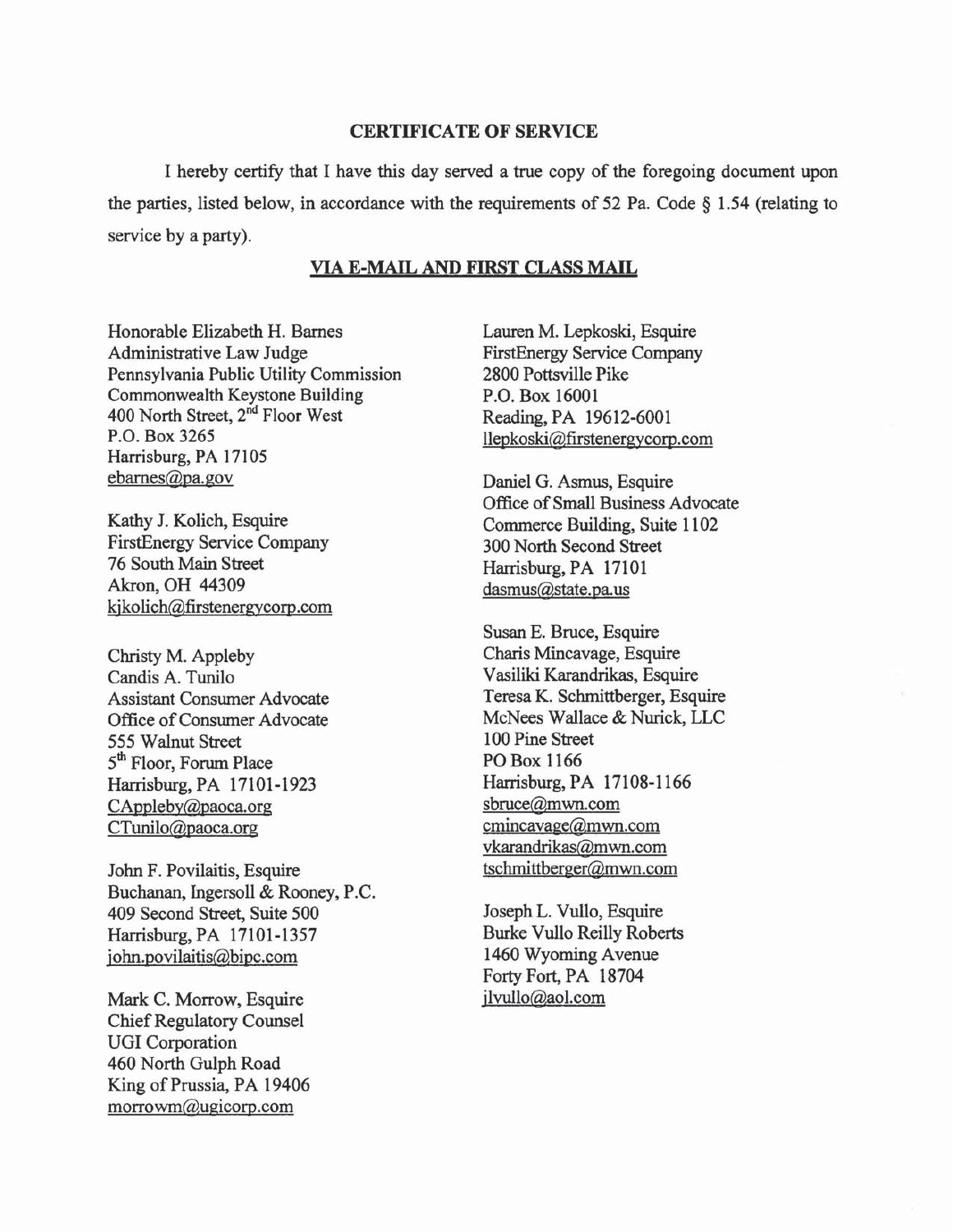## CERTIFICATE OF SERVICE

I hereby certify that I have this day served a true copy of the foregoing document upon the parties, listed below, in accordance with the requirements of 52 Pa. Code § 1.54 (relating to service by a party).

**VIA E-MAIL AND FIRST CLASS MAIL**

Honorable Elizabeth H. Barnes
Administrative Law Judge
Pennsylvania Public Utility Commission
Commonwealth Keystone Building
400 North Street, 2nd Floor West
P.O. Box 3265
Harrisburg, PA 17105
ebarnes@pa.gov

Kathy J. Kolich, Esquire
FirstEnergy Service Company
76 South Main Street
Akron, OH 44309
kjkolich@firstenergycorp.com

Christy M. Appleby
Candis A. Tunilo
Assistant Consumer Advocate
Office of Consumer Advocate
555 Walnut Street
5th Floor, Forum Place
Harrisburg, PA 17101-1923
CAppleby@paoca.org
CTunilo@paoca.org

John F. Povilaitis, Esquire
Buchanan, Ingersoll & Rooney, P.C.
409 Second Street, Suite 500
Harrisburg, PA 17101-1357
john.povilaitis@bipc.com

Mark C. Morrow, Esquire
Chief Regulatory Counsel
UGI Corporation
460 North Gulph Road
King of Prussia, PA 19406
morrowm@ugicorp.com

Lauren M. Lepkoski, Esquire
FirstEnergy Service Company
2800 Pottsville Pike
P.O. Box 16001
Reading, PA 19612-6001
llepkoski@firstenergycorp.com

Daniel G. Asmus, Esquire
Office of Small Business Advocate
Commerce Building, Suite 1102
300 North Second Street
Harrisburg, PA 17101
dasmus@state.pa.us

Susan E. Bruce, Esquire
Charis Mincavage, Esquire
Vasiliki Karandrikas, Esquire
Teresa K. Schmittberger, Esquire
McNees Wallace & Nurick, LLC
100 Pine Street
PO Box 1166
Harrisburg, PA 17108-1166
sbruce@mwn.com
cmincavage@mwn.com
vkarandrikas@mwn.com
tschmittberger@mwn.com

Joseph L. Vullo, Esquire
Burke Vullo Reilly Roberts
1460 Wyoming Avenue
Forty Fort, PA 18704
jlvullo@aol.com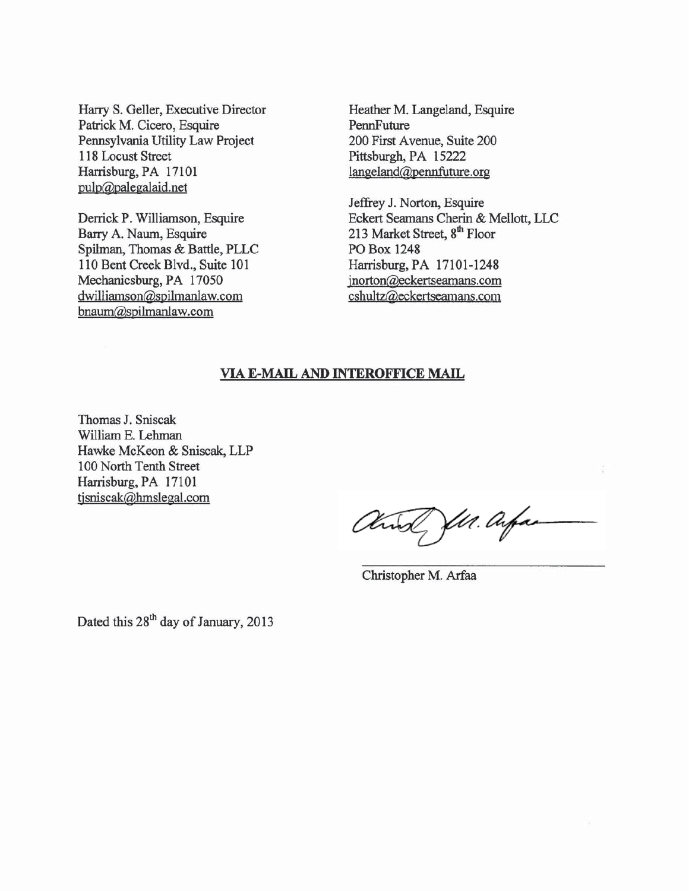Harry S. Geller, Executive Director
Patrick M. Cicero, Esquire
Pennsylvania Utility Law Project
118 Locust Street
Harrisburg, PA 17101
pulp@palegalaid.net

Derrick P. Williamson, Esquire
Barry A. Naum, Esquire
Spilman, Thomas & Battle, PLLC
110 Bent Creek Blvd., Suite 101
Mechanicsburg, PA 17050
dwilliamson@spilmanlaw.com
bnaum@spilmanlaw.com

Heather M. Langeland, Esquire
PennFuture
200 First Avenue, Suite 200
Pittsburgh, PA 15222
langeland@pennfuture.org

Jeffrey J. Norton, Esquire
Eckert Seamans Cherin & Mellott, LLC
213 Market Street, 8th Floor
PO Box 1248
Harrisburg, PA 17101-1248
jnorton@eckertseamans.com
cshultz@eckertseamans.com

**VIA E-MAIL AND INTEROFFICE MAIL**

Thomas J. Sniscak
William E. Lehman
Hawke McKeon & Sniscak, LLP
100 North Tenth Street
Harrisburg, PA 17101
tjsniscak@hmslegal.com

Christopher M. Arfaa

Dated this 28th day of January, 2013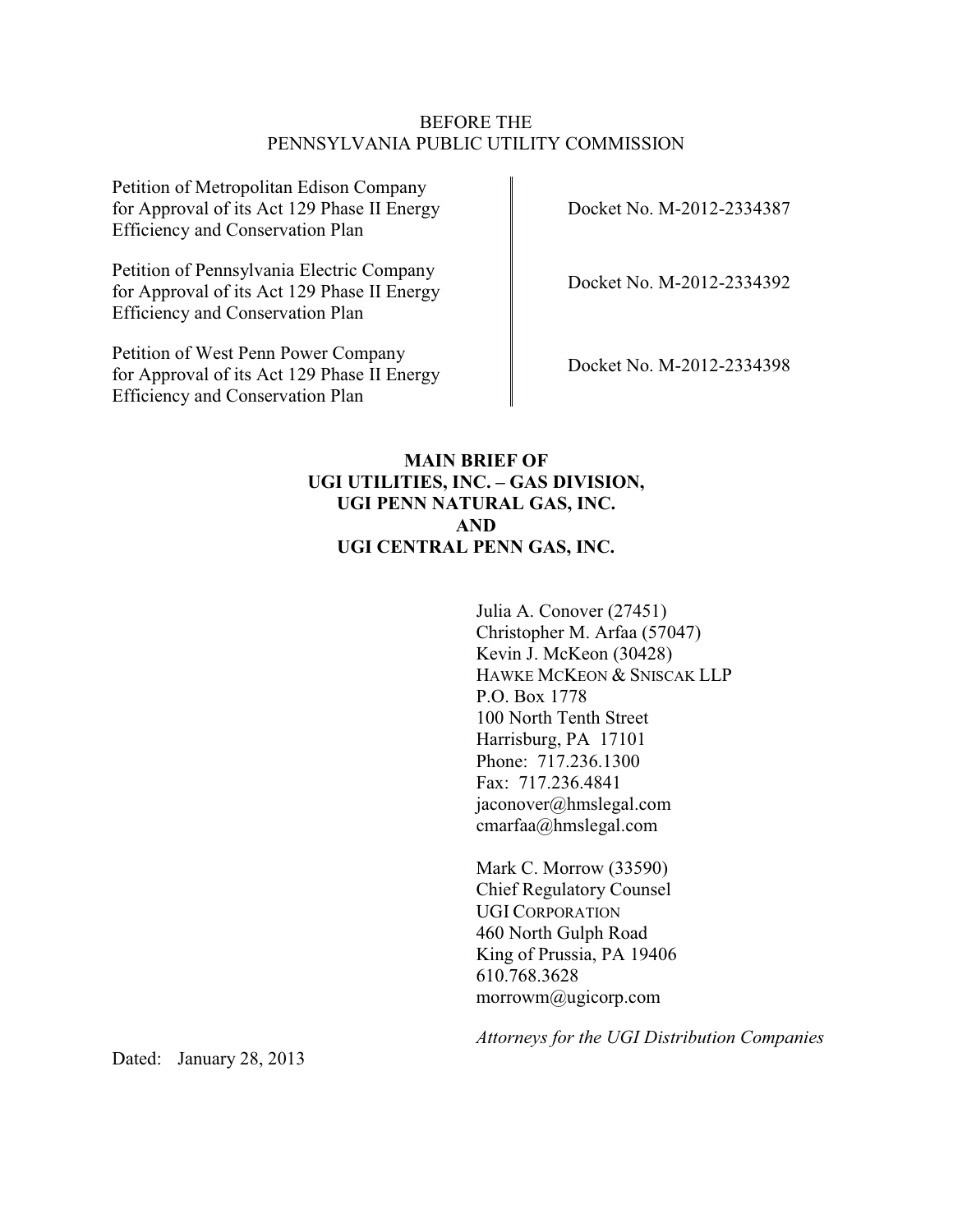BEFORE THE
PENNSYLVANIA PUBLIC UTILITY COMMISSION

| | |
|---|---|
| Petition of Metropolitan Edison Company for Approval of its Act 129 Phase II Energy Efficiency and Conservation Plan | Docket No. M-2012-2334387 |
| Petition of Pennsylvania Electric Company for Approval of its Act 129 Phase II Energy Efficiency and Conservation Plan | Docket No. M-2012-2334392 |
| Petition of West Penn Power Company for Approval of its Act 129 Phase II Energy Efficiency and Conservation Plan | Docket No. M-2012-2334398 |

**MAIN BRIEF OF**
**UGI UTILITIES, INC. – GAS DIVISION,**
**UGI PENN NATURAL GAS, INC.**
**AND**
**UGI CENTRAL PENN GAS, INC.**

Julia A. Conover (27451)
Christopher M. Arfaa (57047)
Kevin J. McKeon (30428)
HAWKE MCKEON & SNISCAK LLP
P.O. Box 1778
100 North Tenth Street
Harrisburg, PA 17101
Phone: 717.236.1300
Fax: 717.236.4841
jaconover@hmslegal.com
cmarfaa@hmslegal.com

Mark C. Morrow (33590)
Chief Regulatory Counsel
UGI CORPORATION
460 North Gulph Road
King of Prussia, PA 19406
610.768.3628
morrowm@ugicorp.com

*Attorneys for the UGI Distribution Companies*

Dated: January 28, 2013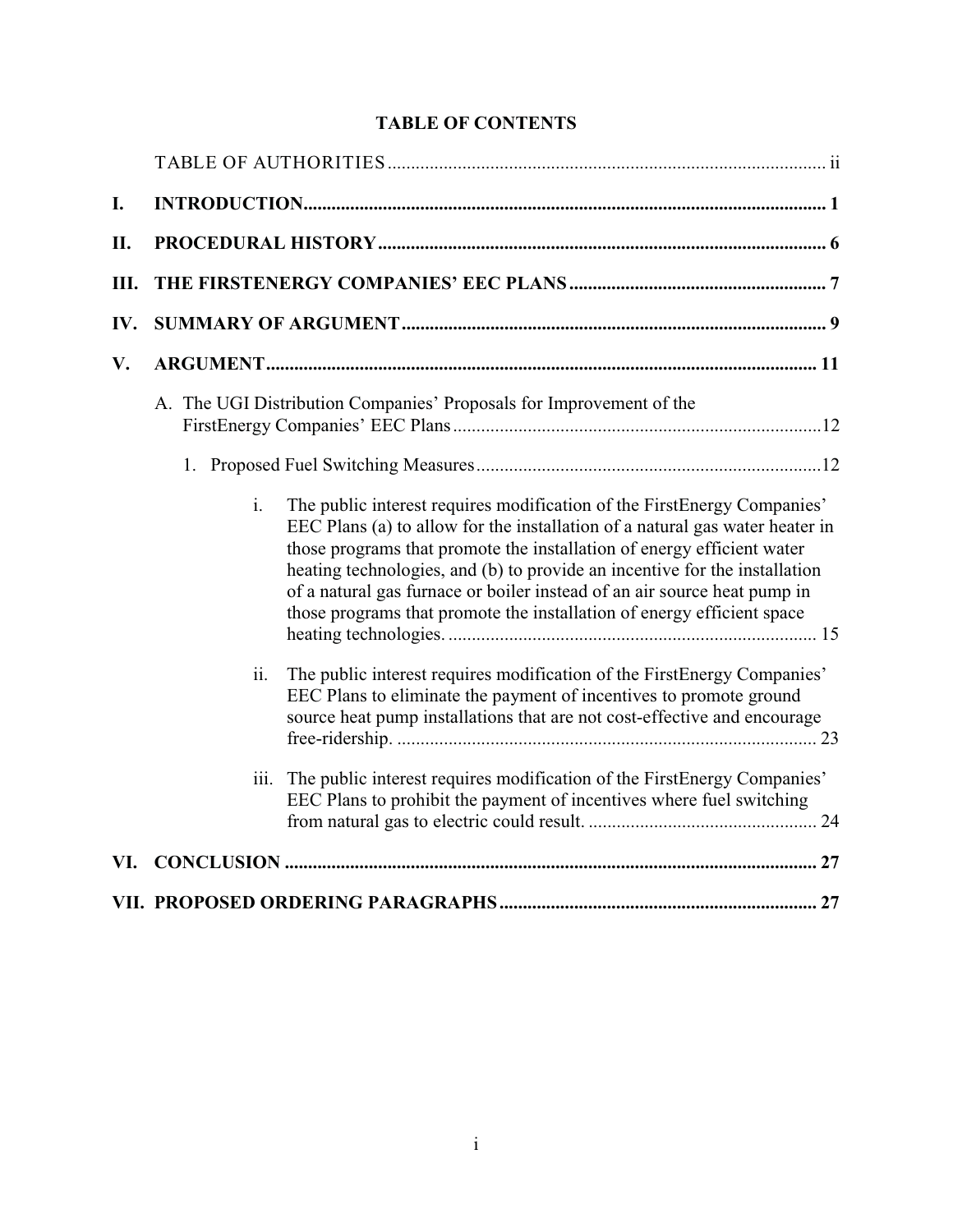# TABLE OF CONTENTS

TABLE OF AUTHORITIES ..... ii

**I. INTRODUCTION ..... 1**

**II. PROCEDURAL HISTORY ..... 6**

**III. THE FIRSTENERGY COMPANIES' EEC PLANS ..... 7**

**IV. SUMMARY OF ARGUMENT ..... 9**

**V. ARGUMENT ..... 11**

A. The UGI Distribution Companies' Proposals for Improvement of the FirstEnergy Companies' EEC Plans ..... 12

1. Proposed Fuel Switching Measures ..... 12

i. The public interest requires modification of the FirstEnergy Companies' EEC Plans (a) to allow for the installation of a natural gas water heater in those programs that promote the installation of energy efficient water heating technologies, and (b) to provide an incentive for the installation of a natural gas furnace or boiler instead of an air source heat pump in those programs that promote the installation of energy efficient space heating technologies. ..... 15

ii. The public interest requires modification of the FirstEnergy Companies' EEC Plans to eliminate the payment of incentives to promote ground source heat pump installations that are not cost-effective and encourage free-ridership. ..... 23

iii. The public interest requires modification of the FirstEnergy Companies' EEC Plans to prohibit the payment of incentives where fuel switching from natural gas to electric could result. ..... 24

**VI. CONCLUSION ..... 27**

**VII. PROPOSED ORDERING PARAGRAPHS ..... 27**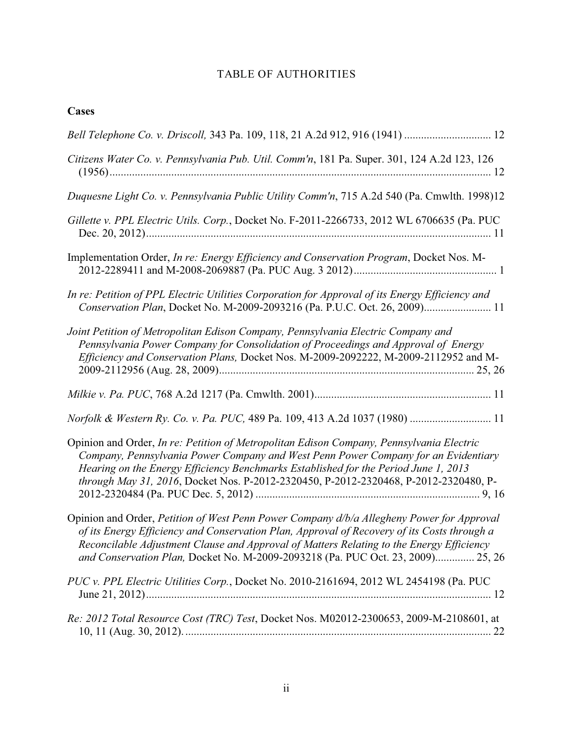TABLE OF AUTHORITIES

**Cases**

*Bell Telephone Co. v. Driscoll,* 343 Pa. 109, 118, 21 A.2d 912, 916 (1941) .............................. 12

*Citizens Water Co. v. Pennsylvania Pub. Util. Comm'n*, 181 Pa. Super. 301, 124 A.2d 123, 126 (1956)........................................................................................................................ 12

*Duquesne Light Co. v. Pennsylvania Public Utility Comm'n*, 715 A.2d 540 (Pa. Cmwlth. 1998)12

*Gillette v. PPL Electric Utils. Corp.*, Docket No. F-2011-2266733, 2012 WL 6706635 (Pa. PUC Dec. 20, 2012)........................................................................................................... 11

Implementation Order, *In re: Energy Efficiency and Conservation Program*, Docket Nos. M-2012-2289411 and M-2008-2069887 (Pa. PUC Aug. 3 2012).................................................. 1

*In re: Petition of PPL Electric Utilities Corporation for Approval of its Energy Efficiency and Conservation Plan*, Docket No. M-2009-2093216 (Pa. P.U.C. Oct. 26, 2009)........................ 11

*Joint Petition of Metropolitan Edison Company, Pennsylvania Electric Company and Pennsylvania Power Company for Consolidation of Proceedings and Approval of Energy Efficiency and Conservation Plans,* Docket Nos. M-2009-2092222, M-2009-2112952 and M-2009-2112956 (Aug. 28, 2009)........................................................................................ 25, 26

*Milkie v. Pa. PUC*, 768 A.2d 1217 (Pa. Cmwlth. 2001)............................................................. 11

*Norfolk & Western Ry. Co. v. Pa. PUC,* 489 Pa. 109, 413 A.2d 1037 (1980) ............................ 11

Opinion and Order, *In re: Petition of Metropolitan Edison Company, Pennsylvania Electric Company, Pennsylvania Power Company and West Penn Power Company for an Evidentiary Hearing on the Energy Efficiency Benchmarks Established for the Period June 1, 2013 through May 31, 2016*, Docket Nos. P-2012-2320450, P-2012-2320468, P-2012-2320480, P-2012-2320484 (Pa. PUC Dec. 5, 2012) ............................................................................... 9, 16

Opinion and Order, *Petition of West Penn Power Company d/b/a Allegheny Power for Approval of its Energy Efficiency and Conservation Plan, Approval of Recovery of its Costs through a Reconcilable Adjustment Clause and Approval of Matters Relating to the Energy Efficiency and Conservation Plan,* Docket No. M-2009-2093218 (Pa. PUC Oct. 23, 2009).............. 25, 26

*PUC v. PPL Electric Utilities Corp.*, Docket No. 2010-2161694, 2012 WL 2454198 (Pa. PUC June 21, 2012)........................................................................................................... 12

*Re: 2012 Total Resource Cost (TRC) Test*, Docket Nos. M02012-2300653, 2009-M-2108601, at 10, 11 (Aug. 30, 2012)............................................................................................. 22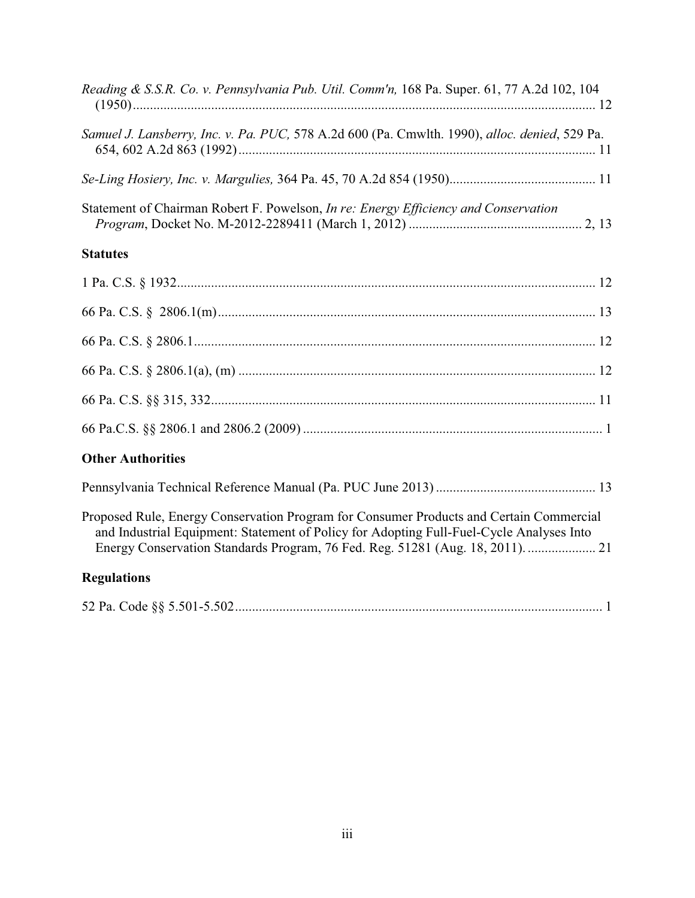*Reading & S.S.R. Co. v. Pennsylvania Pub. Util. Comm'n,* 168 Pa. Super. 61, 77 A.2d 102, 104 (1950)........................................................................................................................ 12

*Samuel J. Lansberry, Inc. v. Pa. PUC,* 578 A.2d 600 (Pa. Cmwlth. 1990), *alloc. denied*, 529 Pa. 654, 602 A.2d 863 (1992)......................................................................................................... 11

*Se-Ling Hosiery, Inc. v. Margulies,* 364 Pa. 45, 70 A.2d 854 (1950)........................................... 11

Statement of Chairman Robert F. Powelson, *In re: Energy Efficiency and Conservation Program*, Docket No. M-2012-2289411 (March 1, 2012) .................................................. 2, 13

### Statutes

1 Pa. C.S. § 1932.......................................................................................................................... 12

66 Pa. C.S. § 2806.1(m)............................................................................................................... 13

66 Pa. C.S. § 2806.1..................................................................................................................... 12

66 Pa. C.S. § 2806.1(a), (m) ........................................................................................................ 12

66 Pa. C.S. §§ 315, 332................................................................................................................ 11

66 Pa.C.S. §§ 2806.1 and 2806.2 (2009) ....................................................................................... 1

### Other Authorities

Pennsylvania Technical Reference Manual (Pa. PUC June 2013) ............................................... 13

Proposed Rule, Energy Conservation Program for Consumer Products and Certain Commercial and Industrial Equipment: Statement of Policy for Adopting Full-Fuel-Cycle Analyses Into Energy Conservation Standards Program, 76 Fed. Reg. 51281 (Aug. 18, 2011). .................... 21

### Regulations

52 Pa. Code §§ 5.501-5.502............................................................................................................ 1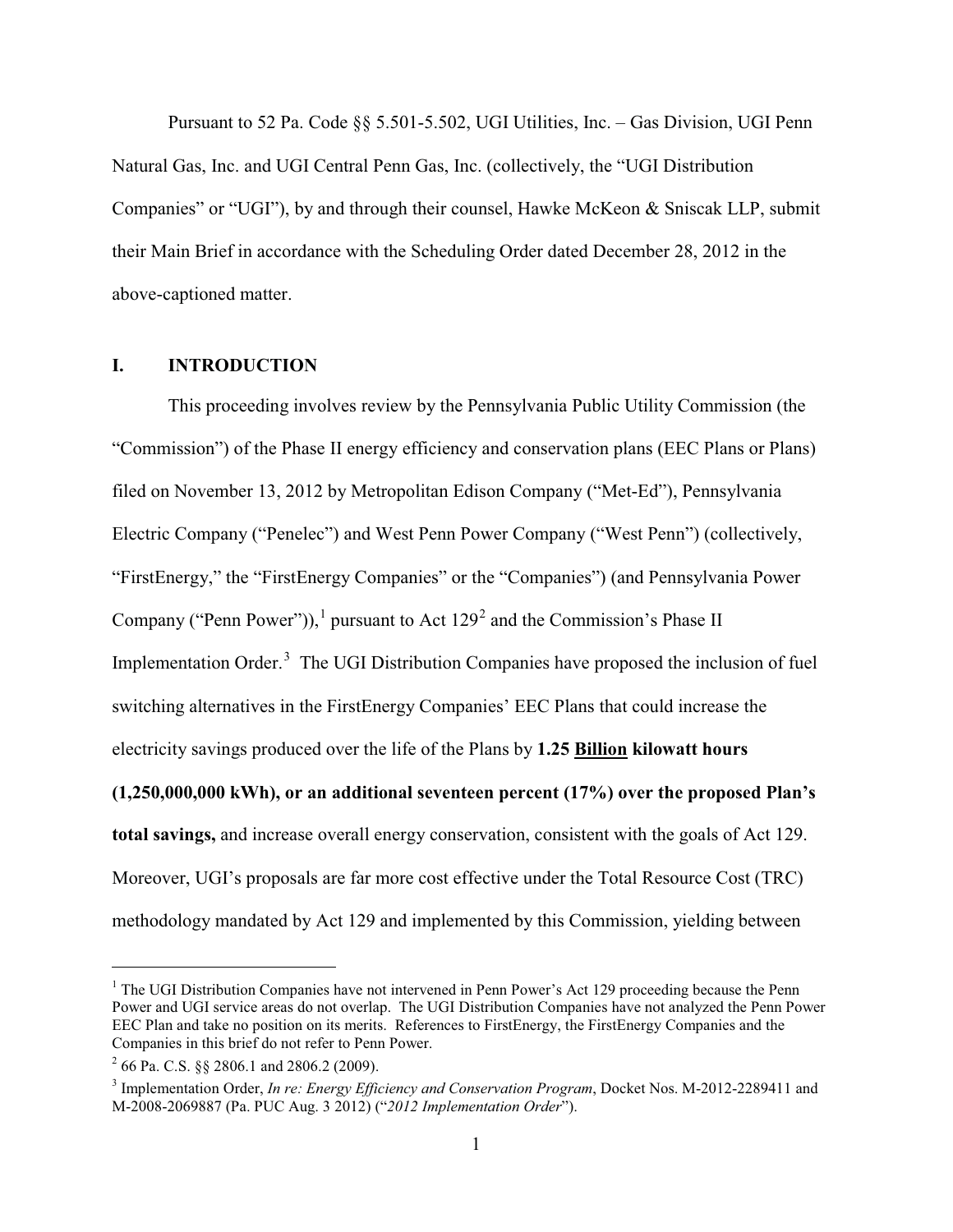Pursuant to 52 Pa. Code §§ 5.501-5.502, UGI Utilities, Inc. – Gas Division, UGI Penn Natural Gas, Inc. and UGI Central Penn Gas, Inc. (collectively, the "UGI Distribution Companies" or "UGI"), by and through their counsel, Hawke McKeon & Sniscak LLP, submit their Main Brief in accordance with the Scheduling Order dated December 28, 2012 in the above-captioned matter.

## I. INTRODUCTION

This proceeding involves review by the Pennsylvania Public Utility Commission (the "Commission") of the Phase II energy efficiency and conservation plans (EEC Plans or Plans) filed on November 13, 2012 by Metropolitan Edison Company ("Met-Ed"), Pennsylvania Electric Company ("Penelec") and West Penn Power Company ("West Penn") (collectively, "FirstEnergy," the "FirstEnergy Companies" or the "Companies") (and Pennsylvania Power Company ("Penn Power")),[1] pursuant to Act 129[2] and the Commission's Phase II Implementation Order.[3] The UGI Distribution Companies have proposed the inclusion of fuel switching alternatives in the FirstEnergy Companies' EEC Plans that could increase the electricity savings produced over the life of the Plans by **1.25 Billion kilowatt hours (1,250,000,000 kWh), or an additional seventeen percent (17%) over the proposed Plan's total savings,** and increase overall energy conservation, consistent with the goals of Act 129. Moreover, UGI's proposals are far more cost effective under the Total Resource Cost (TRC) methodology mandated by Act 129 and implemented by this Commission, yielding between

---

[1] The UGI Distribution Companies have not intervened in Penn Power's Act 129 proceeding because the Penn Power and UGI service areas do not overlap. The UGI Distribution Companies have not analyzed the Penn Power EEC Plan and take no position on its merits. References to FirstEnergy, the FirstEnergy Companies and the Companies in this brief do not refer to Penn Power.

[2] 66 Pa. C.S. §§ 2806.1 and 2806.2 (2009).

[3] Implementation Order, *In re: Energy Efficiency and Conservation Program*, Docket Nos. M-2012-2289411 and M-2008-2069887 (Pa. PUC Aug. 3 2012) ("*2012 Implementation Order*").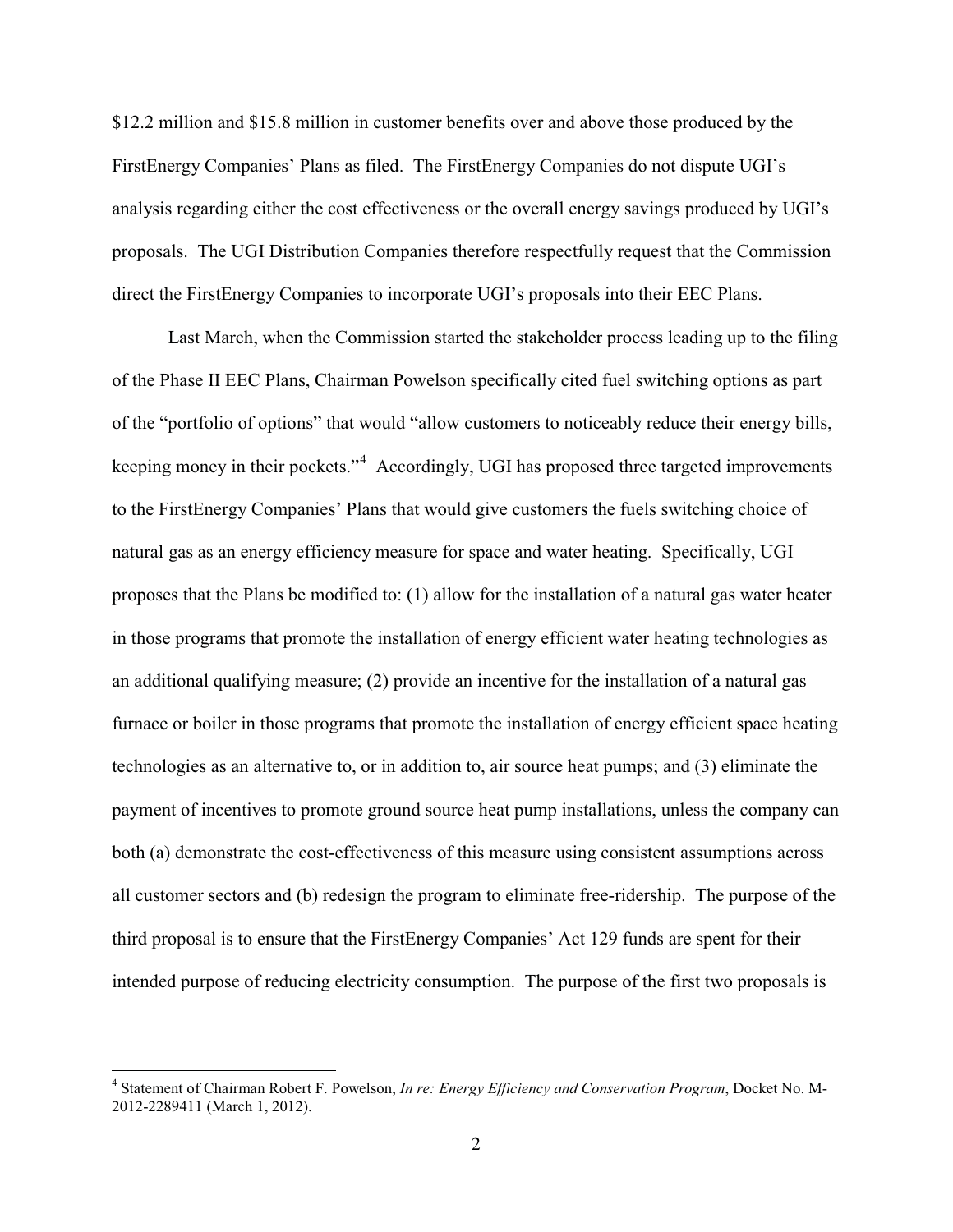$12.2 million and $15.8 million in customer benefits over and above those produced by the FirstEnergy Companies' Plans as filed. The FirstEnergy Companies do not dispute UGI's analysis regarding either the cost effectiveness or the overall energy savings produced by UGI's proposals. The UGI Distribution Companies therefore respectfully request that the Commission direct the FirstEnergy Companies to incorporate UGI's proposals into their EEC Plans.

Last March, when the Commission started the stakeholder process leading up to the filing of the Phase II EEC Plans, Chairman Powelson specifically cited fuel switching options as part of the "portfolio of options" that would "allow customers to noticeably reduce their energy bills, keeping money in their pockets."[4] Accordingly, UGI has proposed three targeted improvements to the FirstEnergy Companies' Plans that would give customers the fuels switching choice of natural gas as an energy efficiency measure for space and water heating. Specifically, UGI proposes that the Plans be modified to: (1) allow for the installation of a natural gas water heater in those programs that promote the installation of energy efficient water heating technologies as an additional qualifying measure; (2) provide an incentive for the installation of a natural gas furnace or boiler in those programs that promote the installation of energy efficient space heating technologies as an alternative to, or in addition to, air source heat pumps; and (3) eliminate the payment of incentives to promote ground source heat pump installations, unless the company can both (a) demonstrate the cost-effectiveness of this measure using consistent assumptions across all customer sectors and (b) redesign the program to eliminate free-ridership. The purpose of the third proposal is to ensure that the FirstEnergy Companies' Act 129 funds are spent for their intended purpose of reducing electricity consumption. The purpose of the first two proposals is

---

[4] Statement of Chairman Robert F. Powelson, *In re: Energy Efficiency and Conservation Program*, Docket No. M-2012-2289411 (March 1, 2012).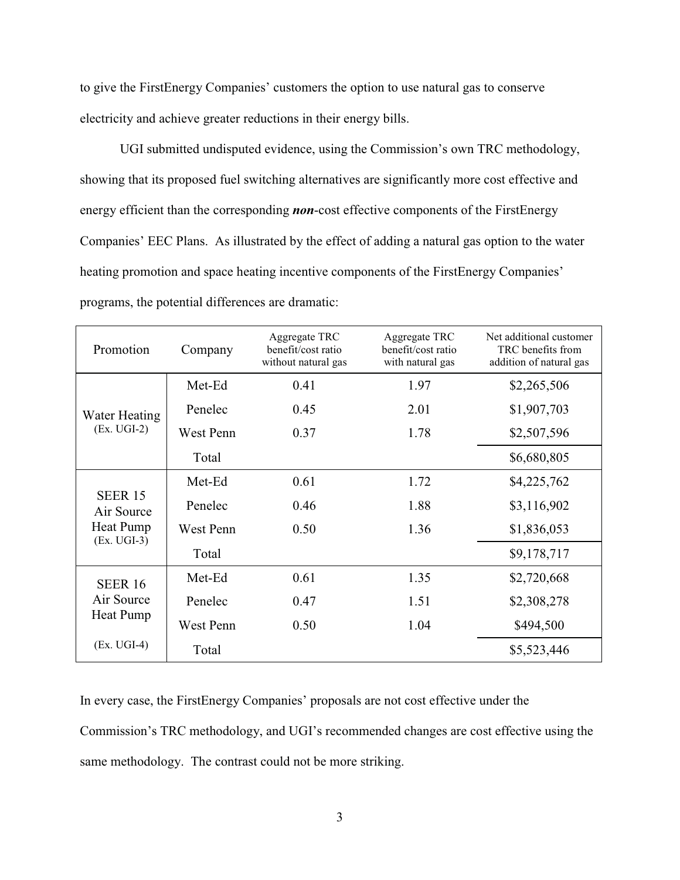to give the FirstEnergy Companies' customers the option to use natural gas to conserve electricity and achieve greater reductions in their energy bills.

UGI submitted undisputed evidence, using the Commission's own TRC methodology, showing that its proposed fuel switching alternatives are significantly more cost effective and energy efficient than the corresponding ***non***-cost effective components of the FirstEnergy Companies' EEC Plans. As illustrated by the effect of adding a natural gas option to the water heating promotion and space heating incentive components of the FirstEnergy Companies' programs, the potential differences are dramatic:

| Promotion | Company | Aggregate TRC benefit/cost ratio without natural gas | Aggregate TRC benefit/cost ratio with natural gas | Net additional customer TRC benefits from addition of natural gas |
|---|---|---|---|---|
| Water Heating (Ex. UGI-2) | Met-Ed | 0.41 | 1.97 | $2,265,506 |
| | Penelec | 0.45 | 2.01 | $1,907,703 |
| | West Penn | 0.37 | 1.78 | $2,507,596 |
| | Total | | | $6,680,805 |
| SEER 15 Air Source Heat Pump (Ex. UGI-3) | Met-Ed | 0.61 | 1.72 | $4,225,762 |
| | Penelec | 0.46 | 1.88 | $3,116,902 |
| | West Penn | 0.50 | 1.36 | $1,836,053 |
| | Total | | | $9,178,717 |
| SEER 16 Air Source Heat Pump (Ex. UGI-4) | Met-Ed | 0.61 | 1.35 | $2,720,668 |
| | Penelec | 0.47 | 1.51 | $2,308,278 |
| | West Penn | 0.50 | 1.04 | $494,500 |
| | Total | | | $5,523,446 |

In every case, the FirstEnergy Companies' proposals are not cost effective under the Commission's TRC methodology, and UGI's recommended changes are cost effective using the same methodology. The contrast could not be more striking.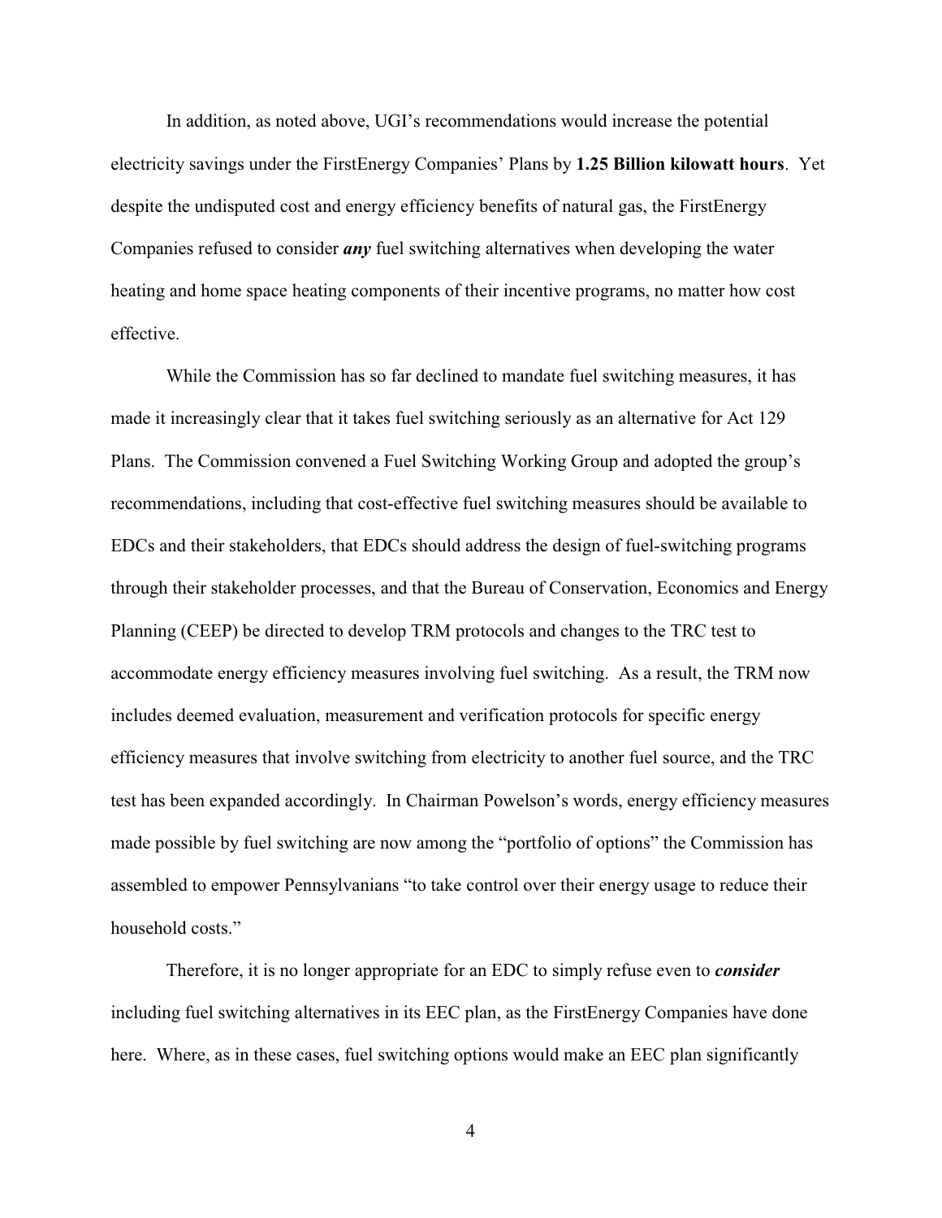In addition, as noted above, UGI's recommendations would increase the potential electricity savings under the FirstEnergy Companies' Plans by **1.25 Billion kilowatt hours**. Yet despite the undisputed cost and energy efficiency benefits of natural gas, the FirstEnergy Companies refused to consider ***any*** fuel switching alternatives when developing the water heating and home space heating components of their incentive programs, no matter how cost effective.

While the Commission has so far declined to mandate fuel switching measures, it has made it increasingly clear that it takes fuel switching seriously as an alternative for Act 129 Plans. The Commission convened a Fuel Switching Working Group and adopted the group's recommendations, including that cost-effective fuel switching measures should be available to EDCs and their stakeholders, that EDCs should address the design of fuel-switching programs through their stakeholder processes, and that the Bureau of Conservation, Economics and Energy Planning (CEEP) be directed to develop TRM protocols and changes to the TRC test to accommodate energy efficiency measures involving fuel switching. As a result, the TRM now includes deemed evaluation, measurement and verification protocols for specific energy efficiency measures that involve switching from electricity to another fuel source, and the TRC test has been expanded accordingly. In Chairman Powelson's words, energy efficiency measures made possible by fuel switching are now among the "portfolio of options" the Commission has assembled to empower Pennsylvanians "to take control over their energy usage to reduce their household costs."

Therefore, it is no longer appropriate for an EDC to simply refuse even to ***consider*** including fuel switching alternatives in its EEC plan, as the FirstEnergy Companies have done here. Where, as in these cases, fuel switching options would make an EEC plan significantly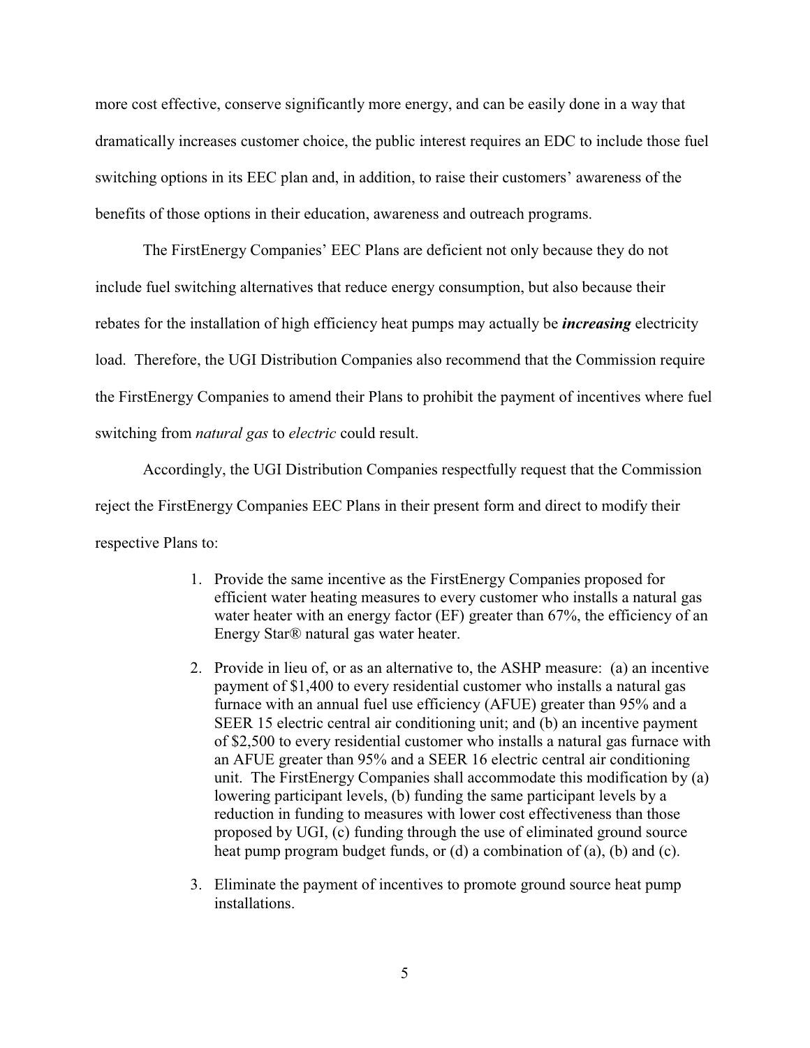more cost effective, conserve significantly more energy, and can be easily done in a way that dramatically increases customer choice, the public interest requires an EDC to include those fuel switching options in its EEC plan and, in addition, to raise their customers' awareness of the benefits of those options in their education, awareness and outreach programs.

The FirstEnergy Companies' EEC Plans are deficient not only because they do not include fuel switching alternatives that reduce energy consumption, but also because their rebates for the installation of high efficiency heat pumps may actually be ***increasing*** electricity load. Therefore, the UGI Distribution Companies also recommend that the Commission require the FirstEnergy Companies to amend their Plans to prohibit the payment of incentives where fuel switching from *natural gas* to *electric* could result.

Accordingly, the UGI Distribution Companies respectfully request that the Commission reject the FirstEnergy Companies EEC Plans in their present form and direct to modify their respective Plans to:

1. Provide the same incentive as the FirstEnergy Companies proposed for efficient water heating measures to every customer who installs a natural gas water heater with an energy factor (EF) greater than 67%, the efficiency of an Energy Star® natural gas water heater.
2. Provide in lieu of, or as an alternative to, the ASHP measure: (a) an incentive payment of $1,400 to every residential customer who installs a natural gas furnace with an annual fuel use efficiency (AFUE) greater than 95% and a SEER 15 electric central air conditioning unit; and (b) an incentive payment of $2,500 to every residential customer who installs a natural gas furnace with an AFUE greater than 95% and a SEER 16 electric central air conditioning unit. The FirstEnergy Companies shall accommodate this modification by (a) lowering participant levels, (b) funding the same participant levels by a reduction in funding to measures with lower cost effectiveness than those proposed by UGI, (c) funding through the use of eliminated ground source heat pump program budget funds, or (d) a combination of (a), (b) and (c).
3. Eliminate the payment of incentives to promote ground source heat pump installations.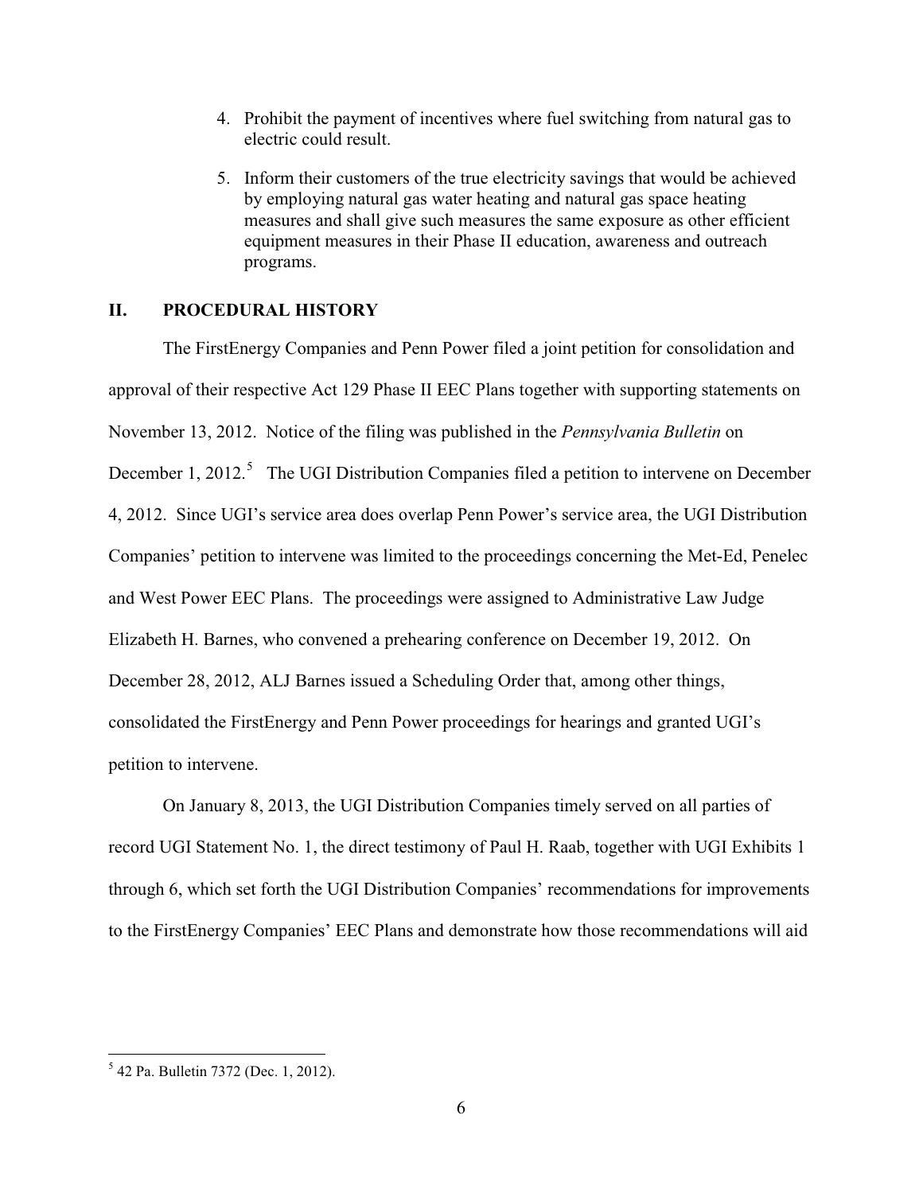4. Prohibit the payment of incentives where fuel switching from natural gas to electric could result.
5. Inform their customers of the true electricity savings that would be achieved by employing natural gas water heating and natural gas space heating measures and shall give such measures the same exposure as other efficient equipment measures in their Phase II education, awareness and outreach programs.

## II. PROCEDURAL HISTORY

The FirstEnergy Companies and Penn Power filed a joint petition for consolidation and approval of their respective Act 129 Phase II EEC Plans together with supporting statements on November 13, 2012. Notice of the filing was published in the *Pennsylvania Bulletin* on December 1, 2012.[5] The UGI Distribution Companies filed a petition to intervene on December 4, 2012. Since UGI's service area does overlap Penn Power's service area, the UGI Distribution Companies' petition to intervene was limited to the proceedings concerning the Met-Ed, Penelec and West Power EEC Plans. The proceedings were assigned to Administrative Law Judge Elizabeth H. Barnes, who convened a prehearing conference on December 19, 2012. On December 28, 2012, ALJ Barnes issued a Scheduling Order that, among other things, consolidated the FirstEnergy and Penn Power proceedings for hearings and granted UGI's petition to intervene.

On January 8, 2013, the UGI Distribution Companies timely served on all parties of record UGI Statement No. 1, the direct testimony of Paul H. Raab, together with UGI Exhibits 1 through 6, which set forth the UGI Distribution Companies' recommendations for improvements to the FirstEnergy Companies' EEC Plans and demonstrate how those recommendations will aid

---

[5] 42 Pa. Bulletin 7372 (Dec. 1, 2012).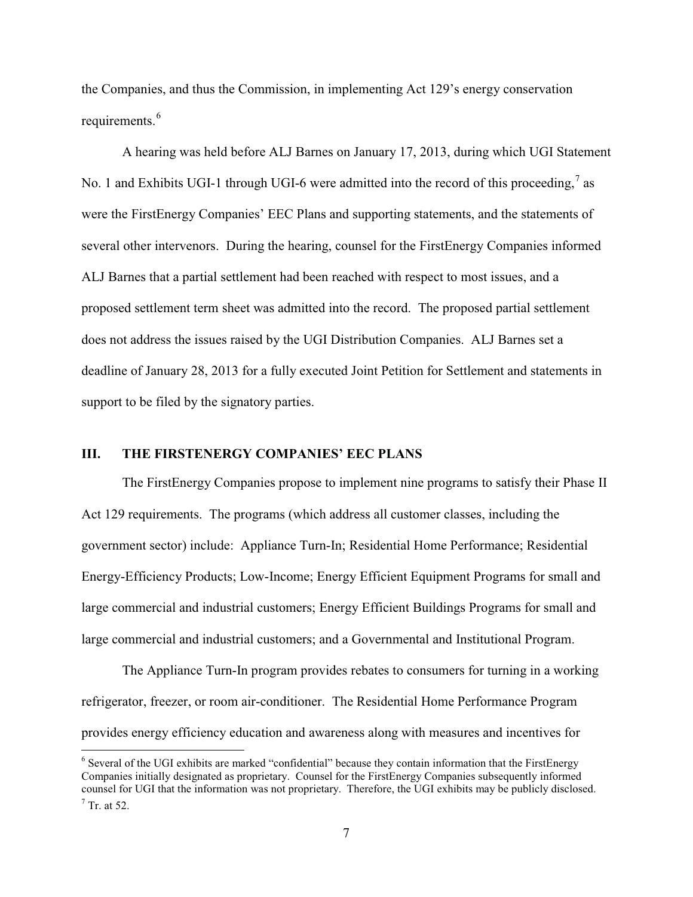the Companies, and thus the Commission, in implementing Act 129's energy conservation requirements.[6]

A hearing was held before ALJ Barnes on January 17, 2013, during which UGI Statement No. 1 and Exhibits UGI-1 through UGI-6 were admitted into the record of this proceeding,[7] as were the FirstEnergy Companies' EEC Plans and supporting statements, and the statements of several other intervenors. During the hearing, counsel for the FirstEnergy Companies informed ALJ Barnes that a partial settlement had been reached with respect to most issues, and a proposed settlement term sheet was admitted into the record. The proposed partial settlement does not address the issues raised by the UGI Distribution Companies. ALJ Barnes set a deadline of January 28, 2013 for a fully executed Joint Petition for Settlement and statements in support to be filed by the signatory parties.

## III. THE FIRSTENERGY COMPANIES' EEC PLANS

The FirstEnergy Companies propose to implement nine programs to satisfy their Phase II Act 129 requirements. The programs (which address all customer classes, including the government sector) include: Appliance Turn-In; Residential Home Performance; Residential Energy-Efficiency Products; Low-Income; Energy Efficient Equipment Programs for small and large commercial and industrial customers; Energy Efficient Buildings Programs for small and large commercial and industrial customers; and a Governmental and Institutional Program.

The Appliance Turn-In program provides rebates to consumers for turning in a working refrigerator, freezer, or room air-conditioner. The Residential Home Performance Program provides energy efficiency education and awareness along with measures and incentives for

---

[6] Several of the UGI exhibits are marked "confidential" because they contain information that the FirstEnergy Companies initially designated as proprietary. Counsel for the FirstEnergy Companies subsequently informed counsel for UGI that the information was not proprietary. Therefore, the UGI exhibits may be publicly disclosed.

[7] Tr. at 52.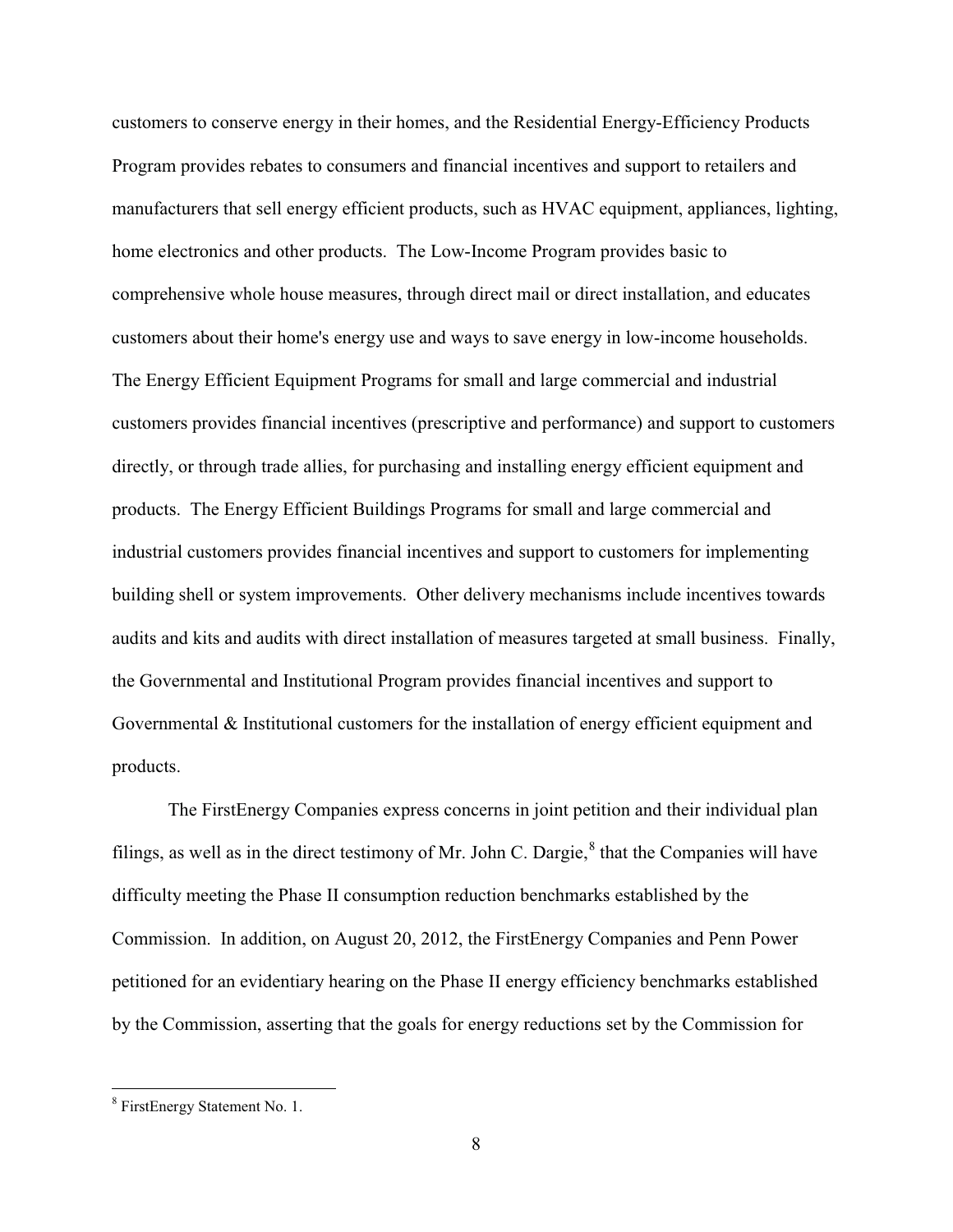customers to conserve energy in their homes, and the Residential Energy-Efficiency Products Program provides rebates to consumers and financial incentives and support to retailers and manufacturers that sell energy efficient products, such as HVAC equipment, appliances, lighting, home electronics and other products. The Low-Income Program provides basic to comprehensive whole house measures, through direct mail or direct installation, and educates customers about their home's energy use and ways to save energy in low-income households. The Energy Efficient Equipment Programs for small and large commercial and industrial customers provides financial incentives (prescriptive and performance) and support to customers directly, or through trade allies, for purchasing and installing energy efficient equipment and products. The Energy Efficient Buildings Programs for small and large commercial and industrial customers provides financial incentives and support to customers for implementing building shell or system improvements. Other delivery mechanisms include incentives towards audits and kits and audits with direct installation of measures targeted at small business. Finally, the Governmental and Institutional Program provides financial incentives and support to Governmental & Institutional customers for the installation of energy efficient equipment and products.

The FirstEnergy Companies express concerns in joint petition and their individual plan filings, as well as in the direct testimony of Mr. John C. Dargie,[8] that the Companies will have difficulty meeting the Phase II consumption reduction benchmarks established by the Commission. In addition, on August 20, 2012, the FirstEnergy Companies and Penn Power petitioned for an evidentiary hearing on the Phase II energy efficiency benchmarks established by the Commission, asserting that the goals for energy reductions set by the Commission for

---

[8] FirstEnergy Statement No. 1.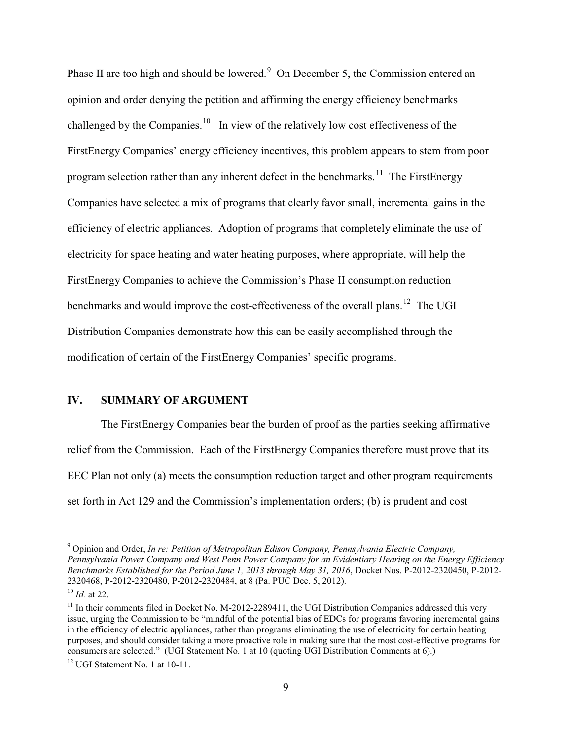Phase II are too high and should be lowered.[9] On December 5, the Commission entered an opinion and order denying the petition and affirming the energy efficiency benchmarks challenged by the Companies.[10] In view of the relatively low cost effectiveness of the FirstEnergy Companies' energy efficiency incentives, this problem appears to stem from poor program selection rather than any inherent defect in the benchmarks.[11] The FirstEnergy Companies have selected a mix of programs that clearly favor small, incremental gains in the efficiency of electric appliances. Adoption of programs that completely eliminate the use of electricity for space heating and water heating purposes, where appropriate, will help the FirstEnergy Companies to achieve the Commission's Phase II consumption reduction benchmarks and would improve the cost-effectiveness of the overall plans.[12] The UGI Distribution Companies demonstrate how this can be easily accomplished through the modification of certain of the FirstEnergy Companies' specific programs.

## IV. SUMMARY OF ARGUMENT

The FirstEnergy Companies bear the burden of proof as the parties seeking affirmative relief from the Commission. Each of the FirstEnergy Companies therefore must prove that its EEC Plan not only (a) meets the consumption reduction target and other program requirements set forth in Act 129 and the Commission's implementation orders; (b) is prudent and cost

---

[9] Opinion and Order, *In re: Petition of Metropolitan Edison Company, Pennsylvania Electric Company, Pennsylvania Power Company and West Penn Power Company for an Evidentiary Hearing on the Energy Efficiency Benchmarks Established for the Period June 1, 2013 through May 31, 2016*, Docket Nos. P-2012-2320450, P-2012-2320468, P-2012-2320480, P-2012-2320484, at 8 (Pa. PUC Dec. 5, 2012).

[10] *Id.* at 22.

[11] In their comments filed in Docket No. M-2012-2289411, the UGI Distribution Companies addressed this very issue, urging the Commission to be "mindful of the potential bias of EDCs for programs favoring incremental gains in the efficiency of electric appliances, rather than programs eliminating the use of electricity for certain heating purposes, and should consider taking a more proactive role in making sure that the most cost-effective programs for consumers are selected." (UGI Statement No. 1 at 10 (quoting UGI Distribution Comments at 6).)

[12] UGI Statement No. 1 at 10-11.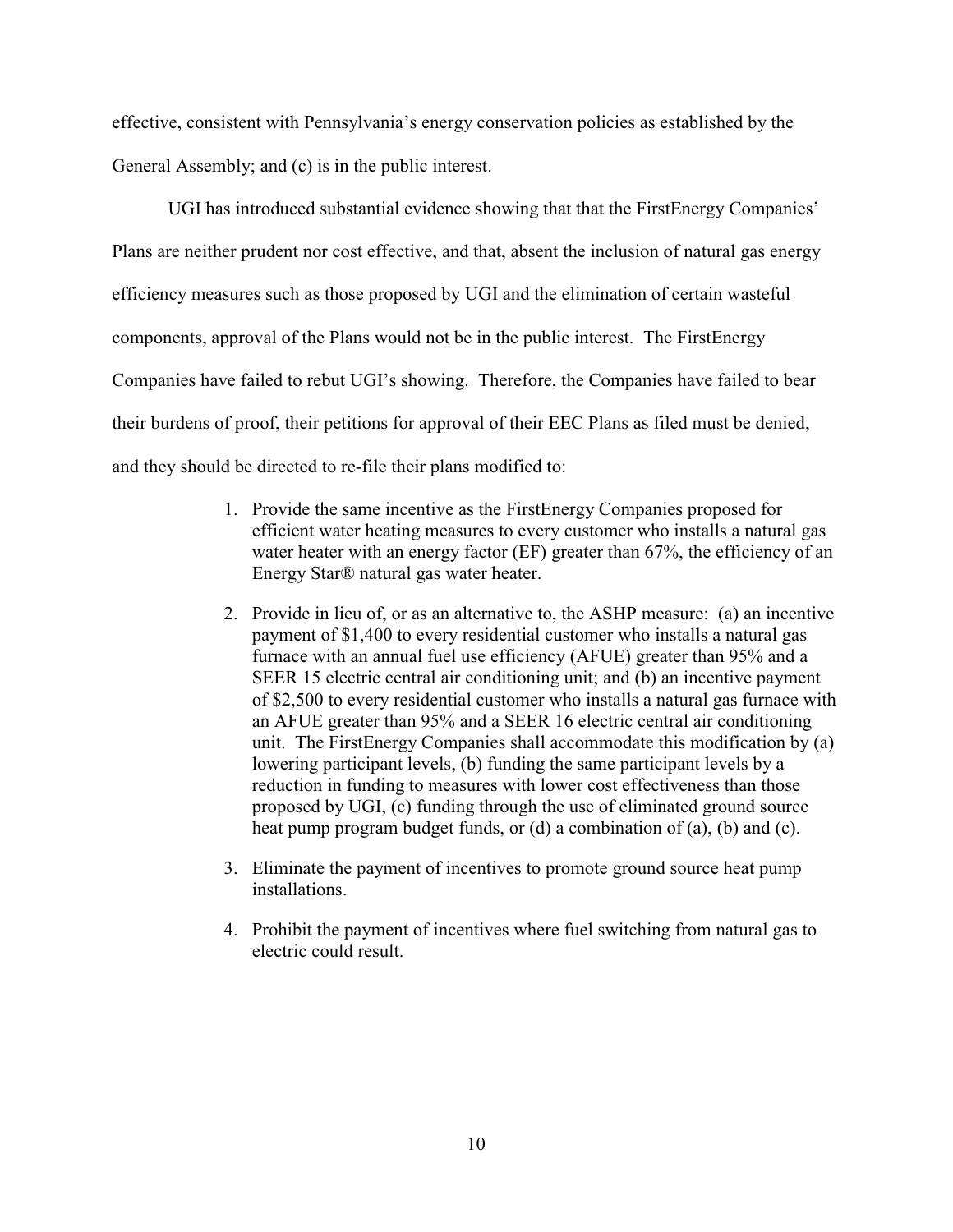effective, consistent with Pennsylvania's energy conservation policies as established by the General Assembly; and (c) is in the public interest.

UGI has introduced substantial evidence showing that that the FirstEnergy Companies' Plans are neither prudent nor cost effective, and that, absent the inclusion of natural gas energy efficiency measures such as those proposed by UGI and the elimination of certain wasteful components, approval of the Plans would not be in the public interest. The FirstEnergy Companies have failed to rebut UGI's showing. Therefore, the Companies have failed to bear their burdens of proof, their petitions for approval of their EEC Plans as filed must be denied, and they should be directed to re-file their plans modified to:

1. Provide the same incentive as the FirstEnergy Companies proposed for efficient water heating measures to every customer who installs a natural gas water heater with an energy factor (EF) greater than 67%, the efficiency of an Energy Star® natural gas water heater.
2. Provide in lieu of, or as an alternative to, the ASHP measure: (a) an incentive payment of $1,400 to every residential customer who installs a natural gas furnace with an annual fuel use efficiency (AFUE) greater than 95% and a SEER 15 electric central air conditioning unit; and (b) an incentive payment of $2,500 to every residential customer who installs a natural gas furnace with an AFUE greater than 95% and a SEER 16 electric central air conditioning unit. The FirstEnergy Companies shall accommodate this modification by (a) lowering participant levels, (b) funding the same participant levels by a reduction in funding to measures with lower cost effectiveness than those proposed by UGI, (c) funding through the use of eliminated ground source heat pump program budget funds, or (d) a combination of (a), (b) and (c).
3. Eliminate the payment of incentives to promote ground source heat pump installations.
4. Prohibit the payment of incentives where fuel switching from natural gas to electric could result.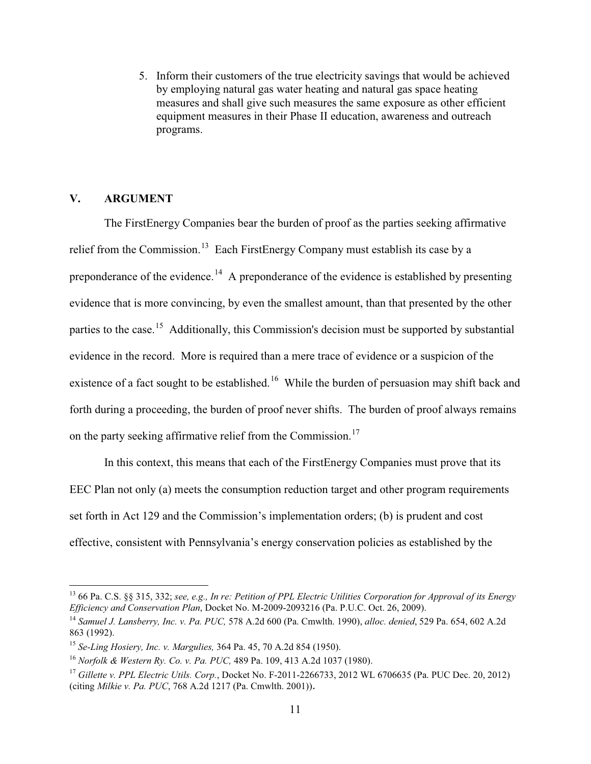5. Inform their customers of the true electricity savings that would be achieved by employing natural gas water heating and natural gas space heating measures and shall give such measures the same exposure as other efficient equipment measures in their Phase II education, awareness and outreach programs.

## V. ARGUMENT

The FirstEnergy Companies bear the burden of proof as the parties seeking affirmative relief from the Commission.[13] Each FirstEnergy Company must establish its case by a preponderance of the evidence.[14] A preponderance of the evidence is established by presenting evidence that is more convincing, by even the smallest amount, than that presented by the other parties to the case.[15] Additionally, this Commission's decision must be supported by substantial evidence in the record. More is required than a mere trace of evidence or a suspicion of the existence of a fact sought to be established.[16] While the burden of persuasion may shift back and forth during a proceeding, the burden of proof never shifts. The burden of proof always remains on the party seeking affirmative relief from the Commission.[17]

In this context, this means that each of the FirstEnergy Companies must prove that its EEC Plan not only (a) meets the consumption reduction target and other program requirements set forth in Act 129 and the Commission's implementation orders; (b) is prudent and cost effective, consistent with Pennsylvania's energy conservation policies as established by the

---

[13] 66 Pa. C.S. §§ 315, 332; *see, e.g., In re: Petition of PPL Electric Utilities Corporation for Approval of its Energy Efficiency and Conservation Plan*, Docket No. M-2009-2093216 (Pa. P.U.C. Oct. 26, 2009).

[14] *Samuel J. Lansberry, Inc. v. Pa. PUC,* 578 A.2d 600 (Pa. Cmwlth. 1990), *alloc. denied*, 529 Pa. 654, 602 A.2d 863 (1992).

[15] *Se-Ling Hosiery, Inc. v. Margulies,* 364 Pa. 45, 70 A.2d 854 (1950).

[16] *Norfolk & Western Ry. Co. v. Pa. PUC,* 489 Pa. 109, 413 A.2d 1037 (1980).

[17] *Gillette v. PPL Electric Utils. Corp.*, Docket No. F-2011-2266733, 2012 WL 6706635 (Pa. PUC Dec. 20, 2012) (citing *Milkie v. Pa. PUC*, 768 A.2d 1217 (Pa. Cmwlth. 2001)).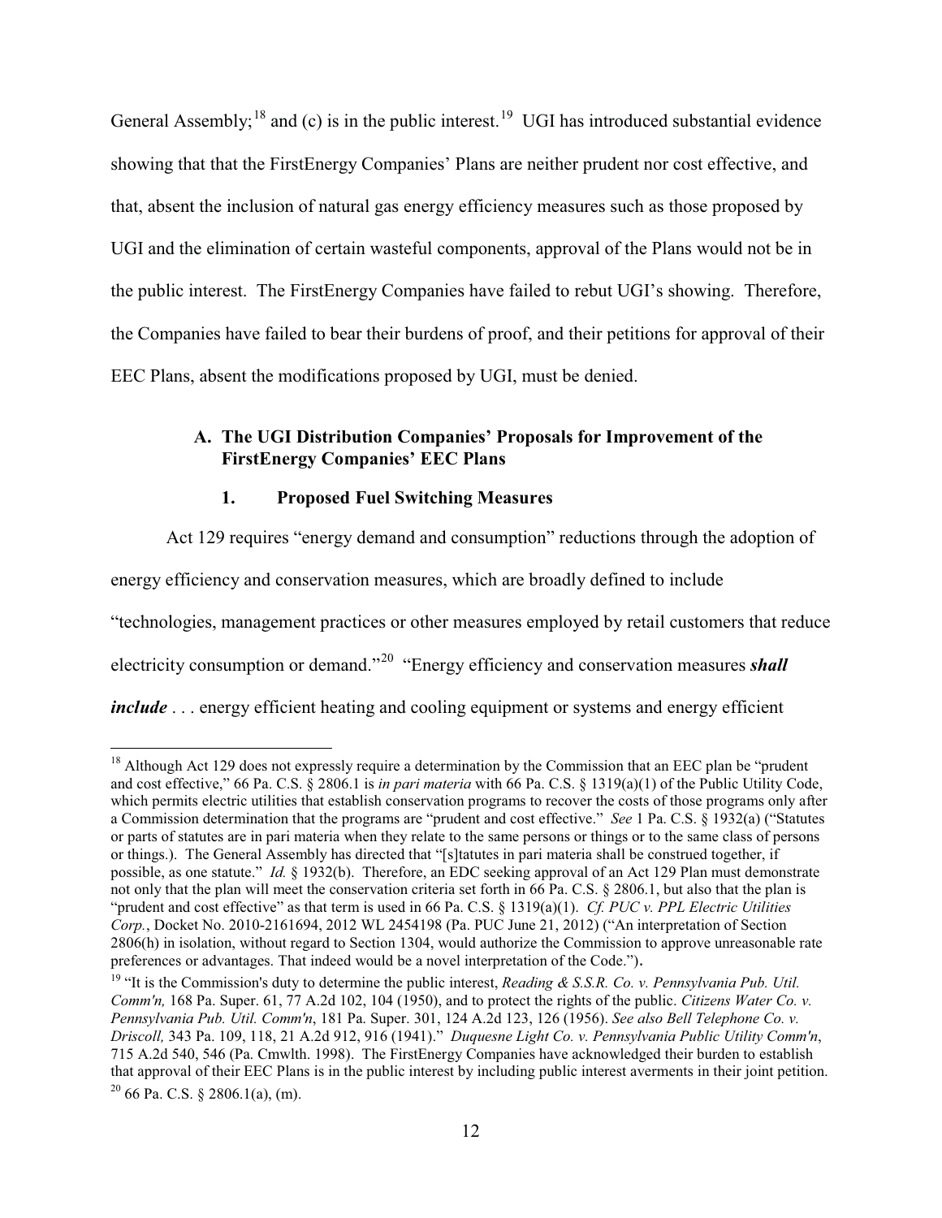General Assembly;[18] and (c) is in the public interest.[19] UGI has introduced substantial evidence showing that that the FirstEnergy Companies' Plans are neither prudent nor cost effective, and that, absent the inclusion of natural gas energy efficiency measures such as those proposed by UGI and the elimination of certain wasteful components, approval of the Plans would not be in the public interest. The FirstEnergy Companies have failed to rebut UGI's showing. Therefore, the Companies have failed to bear their burdens of proof, and their petitions for approval of their EEC Plans, absent the modifications proposed by UGI, must be denied.

### A. The UGI Distribution Companies' Proposals for Improvement of the FirstEnergy Companies' EEC Plans

#### 1. Proposed Fuel Switching Measures

Act 129 requires "energy demand and consumption" reductions through the adoption of energy efficiency and conservation measures, which are broadly defined to include "technologies, management practices or other measures employed by retail customers that reduce electricity consumption or demand."[20] "Energy efficiency and conservation measures ***shall include*** . . . energy efficient heating and cooling equipment or systems and energy efficient

---

[18] Although Act 129 does not expressly require a determination by the Commission that an EEC plan be "prudent and cost effective," 66 Pa. C.S. § 2806.1 is *in pari materia* with 66 Pa. C.S. § 1319(a)(1) of the Public Utility Code, which permits electric utilities that establish conservation programs to recover the costs of those programs only after a Commission determination that the programs are "prudent and cost effective." *See* 1 Pa. C.S. § 1932(a) ("Statutes or parts of statutes are in pari materia when they relate to the same persons or things or to the same class of persons or things.). The General Assembly has directed that "[s]tatutes in pari materia shall be construed together, if possible, as one statute." *Id.* § 1932(b). Therefore, an EDC seeking approval of an Act 129 Plan must demonstrate not only that the plan will meet the conservation criteria set forth in 66 Pa. C.S. § 2806.1, but also that the plan is "prudent and cost effective" as that term is used in 66 Pa. C.S. § 1319(a)(1). *Cf. PUC v. PPL Electric Utilities Corp.*, Docket No. 2010-2161694, 2012 WL 2454198 (Pa. PUC June 21, 2012) ("An interpretation of Section 2806(h) in isolation, without regard to Section 1304, would authorize the Commission to approve unreasonable rate preferences or advantages. That indeed would be a novel interpretation of the Code.").

[19] "It is the Commission's duty to determine the public interest, *Reading & S.S.R. Co. v. Pennsylvania Pub. Util. Comm'n,* 168 Pa. Super. 61, 77 A.2d 102, 104 (1950), and to protect the rights of the public. *Citizens Water Co. v. Pennsylvania Pub. Util. Comm'n*, 181 Pa. Super. 301, 124 A.2d 123, 126 (1956). *See also Bell Telephone Co. v. Driscoll,* 343 Pa. 109, 118, 21 A.2d 912, 916 (1941)." *Duquesne Light Co. v. Pennsylvania Public Utility Comm'n*, 715 A.2d 540, 546 (Pa. Cmwlth. 1998). The FirstEnergy Companies have acknowledged their burden to establish that approval of their EEC Plans is in the public interest by including public interest averments in their joint petition.

[20] 66 Pa. C.S. § 2806.1(a), (m).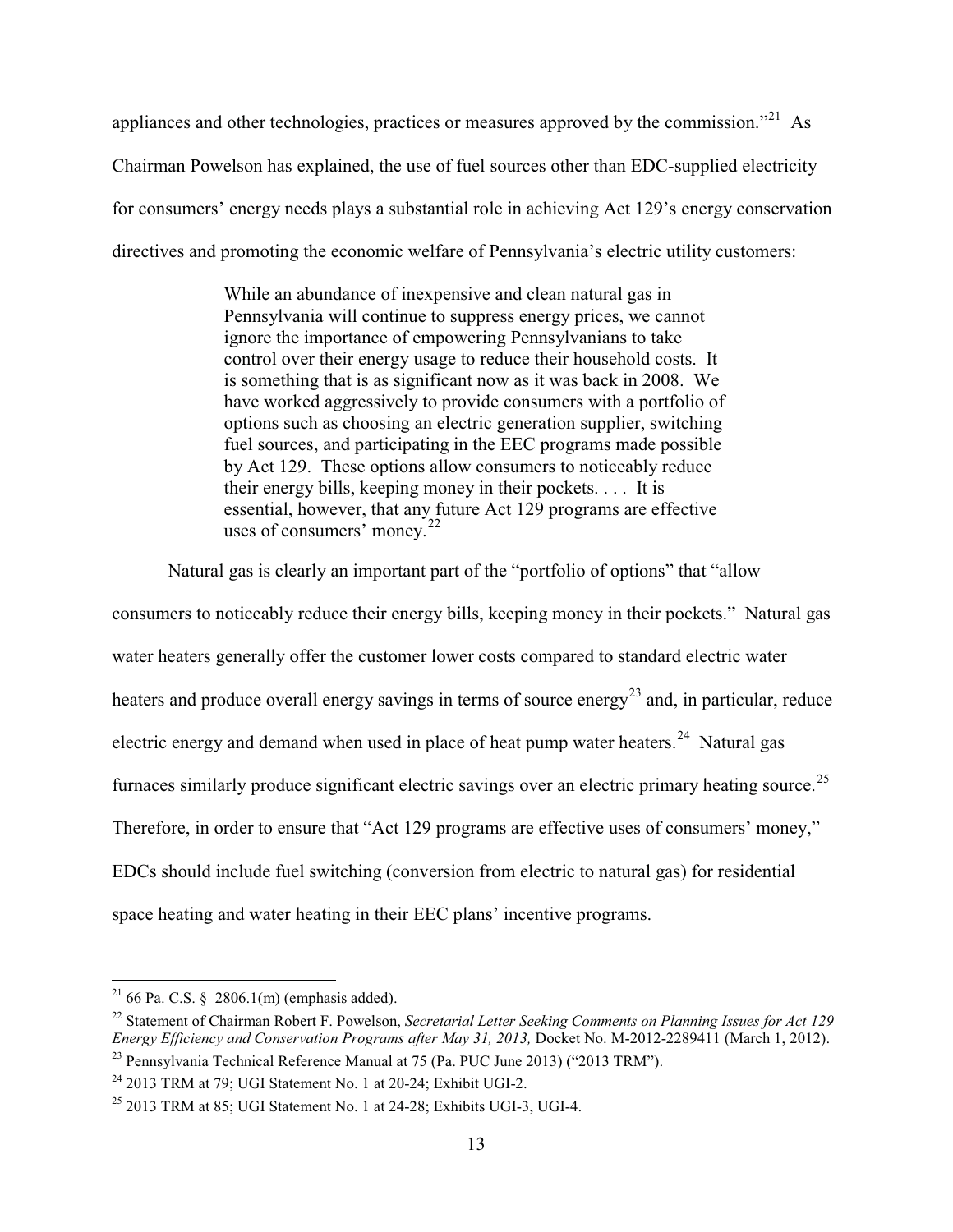appliances and other technologies, practices or measures approved by the commission."[21] As Chairman Powelson has explained, the use of fuel sources other than EDC-supplied electricity for consumers' energy needs plays a substantial role in achieving Act 129's energy conservation directives and promoting the economic welfare of Pennsylvania's electric utility customers:

> While an abundance of inexpensive and clean natural gas in Pennsylvania will continue to suppress energy prices, we cannot ignore the importance of empowering Pennsylvanians to take control over their energy usage to reduce their household costs. It is something that is as significant now as it was back in 2008. We have worked aggressively to provide consumers with a portfolio of options such as choosing an electric generation supplier, switching fuel sources, and participating in the EEC programs made possible by Act 129. These options allow consumers to noticeably reduce their energy bills, keeping money in their pockets. . . . It is essential, however, that any future Act 129 programs are effective uses of consumers' money.[22]

Natural gas is clearly an important part of the "portfolio of options" that "allow consumers to noticeably reduce their energy bills, keeping money in their pockets." Natural gas water heaters generally offer the customer lower costs compared to standard electric water heaters and produce overall energy savings in terms of source energy[23] and, in particular, reduce electric energy and demand when used in place of heat pump water heaters.[24] Natural gas furnaces similarly produce significant electric savings over an electric primary heating source.[25] Therefore, in order to ensure that "Act 129 programs are effective uses of consumers' money," EDCs should include fuel switching (conversion from electric to natural gas) for residential space heating and water heating in their EEC plans' incentive programs.

---

[21] 66 Pa. C.S. § 2806.1(m) (emphasis added).

[22] Statement of Chairman Robert F. Powelson, *Secretarial Letter Seeking Comments on Planning Issues for Act 129 Energy Efficiency and Conservation Programs after May 31, 2013,* Docket No. M-2012-2289411 (March 1, 2012).

[23] Pennsylvania Technical Reference Manual at 75 (Pa. PUC June 2013) ("2013 TRM").

[24] 2013 TRM at 79; UGI Statement No. 1 at 20-24; Exhibit UGI-2.

[25] 2013 TRM at 85; UGI Statement No. 1 at 24-28; Exhibits UGI-3, UGI-4.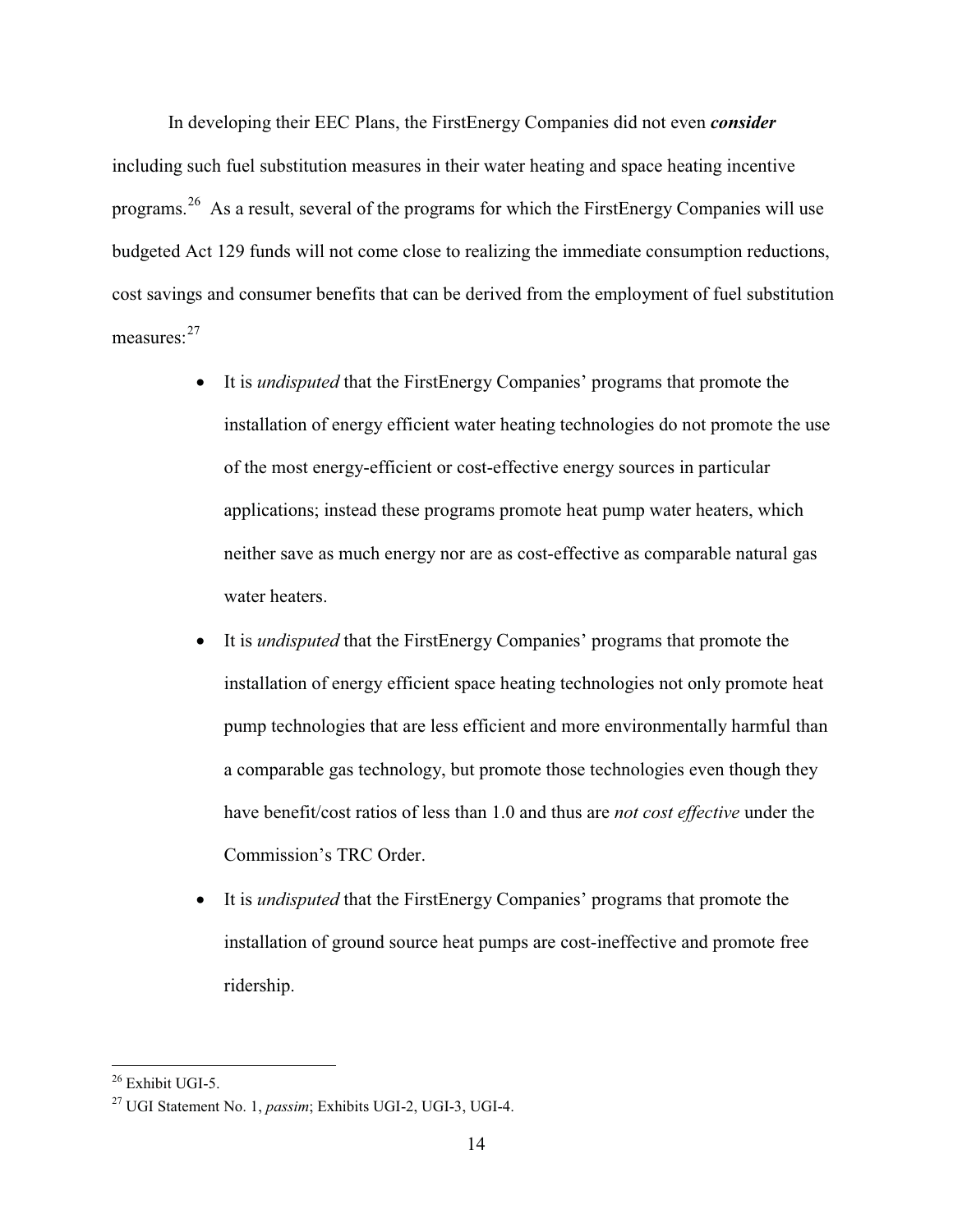In developing their EEC Plans, the FirstEnergy Companies did not even ***consider*** including such fuel substitution measures in their water heating and space heating incentive programs.[26] As a result, several of the programs for which the FirstEnergy Companies will use budgeted Act 129 funds will not come close to realizing the immediate consumption reductions, cost savings and consumer benefits that can be derived from the employment of fuel substitution measures:[27]

- It is *undisputed* that the FirstEnergy Companies' programs that promote the installation of energy efficient water heating technologies do not promote the use of the most energy-efficient or cost-effective energy sources in particular applications; instead these programs promote heat pump water heaters, which neither save as much energy nor are as cost-effective as comparable natural gas water heaters.
- It is *undisputed* that the FirstEnergy Companies' programs that promote the installation of energy efficient space heating technologies not only promote heat pump technologies that are less efficient and more environmentally harmful than a comparable gas technology, but promote those technologies even though they have benefit/cost ratios of less than 1.0 and thus are *not cost effective* under the Commission's TRC Order.
- It is *undisputed* that the FirstEnergy Companies' programs that promote the installation of ground source heat pumps are cost-ineffective and promote free ridership.

---

[26] Exhibit UGI-5.

[27] UGI Statement No. 1, *passim*; Exhibits UGI-2, UGI-3, UGI-4.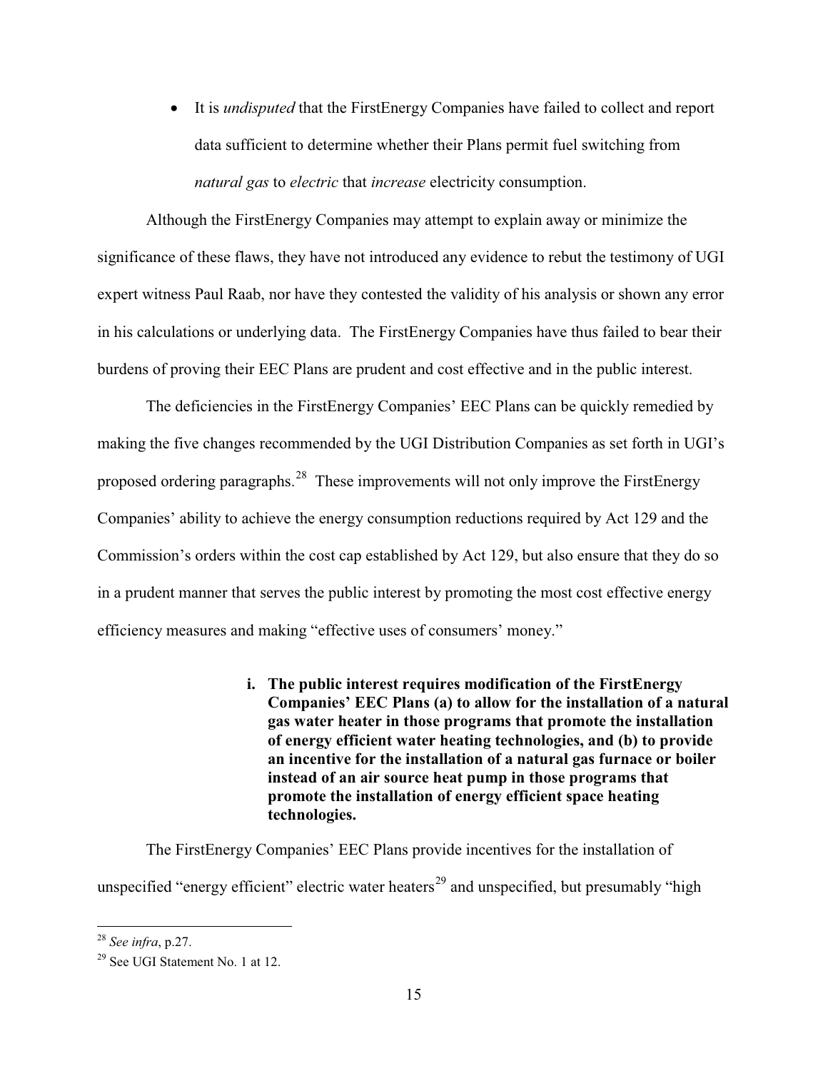- It is *undisputed* that the FirstEnergy Companies have failed to collect and report data sufficient to determine whether their Plans permit fuel switching from *natural gas* to *electric* that *increase* electricity consumption.

Although the FirstEnergy Companies may attempt to explain away or minimize the significance of these flaws, they have not introduced any evidence to rebut the testimony of UGI expert witness Paul Raab, nor have they contested the validity of his analysis or shown any error in his calculations or underlying data. The FirstEnergy Companies have thus failed to bear their burdens of proving their EEC Plans are prudent and cost effective and in the public interest.

The deficiencies in the FirstEnergy Companies' EEC Plans can be quickly remedied by making the five changes recommended by the UGI Distribution Companies as set forth in UGI's proposed ordering paragraphs.[28] These improvements will not only improve the FirstEnergy Companies' ability to achieve the energy consumption reductions required by Act 129 and the Commission's orders within the cost cap established by Act 129, but also ensure that they do so in a prudent manner that serves the public interest by promoting the most cost effective energy efficiency measures and making "effective uses of consumers' money."

**i. The public interest requires modification of the FirstEnergy Companies' EEC Plans (a) to allow for the installation of a natural gas water heater in those programs that promote the installation of energy efficient water heating technologies, and (b) to provide an incentive for the installation of a natural gas furnace or boiler instead of an air source heat pump in those programs that promote the installation of energy efficient space heating technologies.**

The FirstEnergy Companies' EEC Plans provide incentives for the installation of unspecified "energy efficient" electric water heaters[29] and unspecified, but presumably "high

---

[28] *See infra*, p.27.

[29] See UGI Statement No. 1 at 12.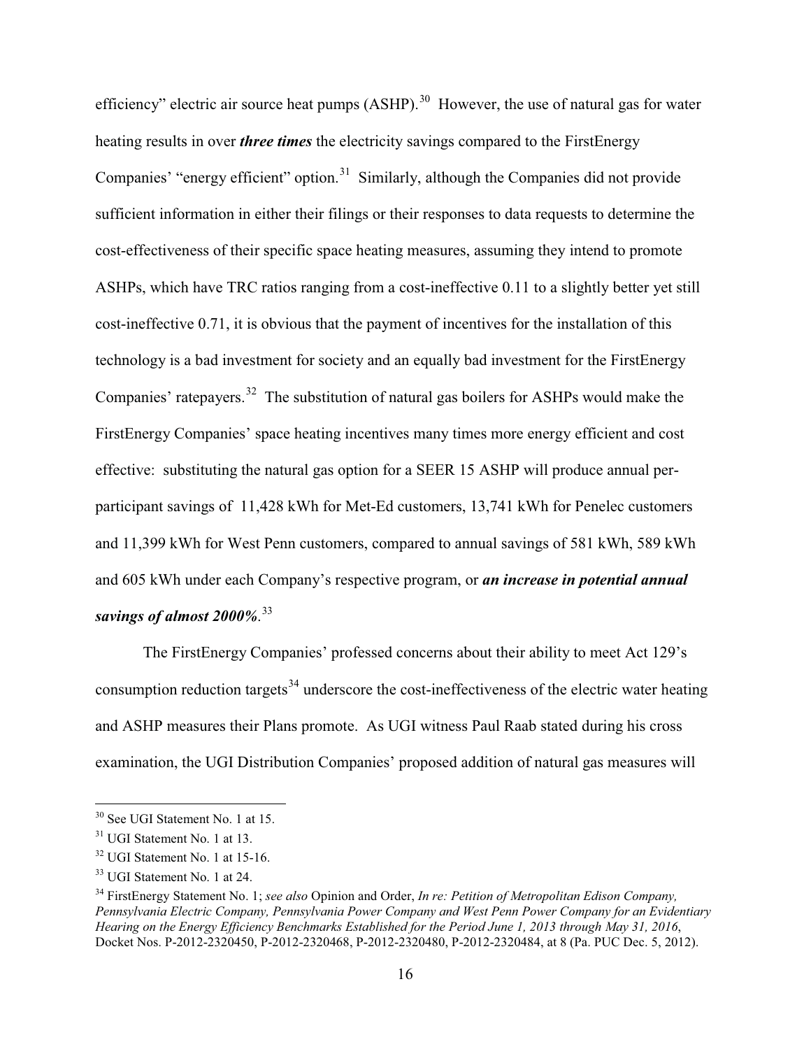efficiency" electric air source heat pumps (ASHP).[30] However, the use of natural gas for water heating results in over ***three times*** the electricity savings compared to the FirstEnergy Companies' "energy efficient" option.[31] Similarly, although the Companies did not provide sufficient information in either their filings or their responses to data requests to determine the cost-effectiveness of their specific space heating measures, assuming they intend to promote ASHPs, which have TRC ratios ranging from a cost-ineffective 0.11 to a slightly better yet still cost-ineffective 0.71, it is obvious that the payment of incentives for the installation of this technology is a bad investment for society and an equally bad investment for the FirstEnergy Companies' ratepayers.[32] The substitution of natural gas boilers for ASHPs would make the FirstEnergy Companies' space heating incentives many times more energy efficient and cost effective: substituting the natural gas option for a SEER 15 ASHP will produce annual per-participant savings of 11,428 kWh for Met-Ed customers, 13,741 kWh for Penelec customers and 11,399 kWh for West Penn customers, compared to annual savings of 581 kWh, 589 kWh and 605 kWh under each Company's respective program, or ***an increase in potential annual savings of almost 2000%***.[33]

The FirstEnergy Companies' professed concerns about their ability to meet Act 129's consumption reduction targets[34] underscore the cost-ineffectiveness of the electric water heating and ASHP measures their Plans promote. As UGI witness Paul Raab stated during his cross examination, the UGI Distribution Companies' proposed addition of natural gas measures will

---

[30] See UGI Statement No. 1 at 15.

[31] UGI Statement No. 1 at 13.

[32] UGI Statement No. 1 at 15-16.

[33] UGI Statement No. 1 at 24.

[34] FirstEnergy Statement No. 1; *see also* Opinion and Order, *In re: Petition of Metropolitan Edison Company, Pennsylvania Electric Company, Pennsylvania Power Company and West Penn Power Company for an Evidentiary Hearing on the Energy Efficiency Benchmarks Established for the Period June 1, 2013 through May 31, 2016*, Docket Nos. P-2012-2320450, P-2012-2320468, P-2012-2320480, P-2012-2320484, at 8 (Pa. PUC Dec. 5, 2012).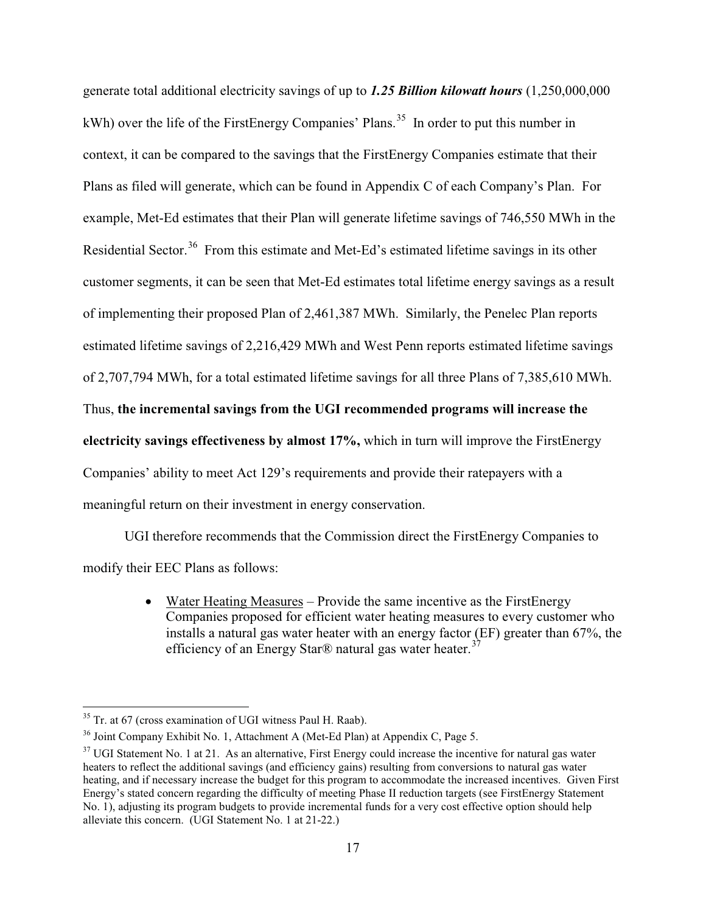generate total additional electricity savings of up to ***1.25 Billion kilowatt hours*** (1,250,000,000 kWh) over the life of the FirstEnergy Companies' Plans.[35] In order to put this number in context, it can be compared to the savings that the FirstEnergy Companies estimate that their Plans as filed will generate, which can be found in Appendix C of each Company's Plan. For example, Met-Ed estimates that their Plan will generate lifetime savings of 746,550 MWh in the Residential Sector.[36] From this estimate and Met-Ed's estimated lifetime savings in its other customer segments, it can be seen that Met-Ed estimates total lifetime energy savings as a result of implementing their proposed Plan of 2,461,387 MWh. Similarly, the Penelec Plan reports estimated lifetime savings of 2,216,429 MWh and West Penn reports estimated lifetime savings of 2,707,794 MWh, for a total estimated lifetime savings for all three Plans of 7,385,610 MWh. Thus, **the incremental savings from the UGI recommended programs will increase the electricity savings effectiveness by almost 17%,** which in turn will improve the FirstEnergy Companies' ability to meet Act 129's requirements and provide their ratepayers with a meaningful return on their investment in energy conservation.

UGI therefore recommends that the Commission direct the FirstEnergy Companies to modify their EEC Plans as follows:

- Water Heating Measures – Provide the same incentive as the FirstEnergy Companies proposed for efficient water heating measures to every customer who installs a natural gas water heater with an energy factor (EF) greater than 67%, the efficiency of an Energy Star® natural gas water heater.[37]

---

[35] Tr. at 67 (cross examination of UGI witness Paul H. Raab).

[36] Joint Company Exhibit No. 1, Attachment A (Met-Ed Plan) at Appendix C, Page 5.

[37] UGI Statement No. 1 at 21. As an alternative, First Energy could increase the incentive for natural gas water heaters to reflect the additional savings (and efficiency gains) resulting from conversions to natural gas water heating, and if necessary increase the budget for this program to accommodate the increased incentives. Given First Energy's stated concern regarding the difficulty of meeting Phase II reduction targets (see FirstEnergy Statement No. 1), adjusting its program budgets to provide incremental funds for a very cost effective option should help alleviate this concern. (UGI Statement No. 1 at 21-22.)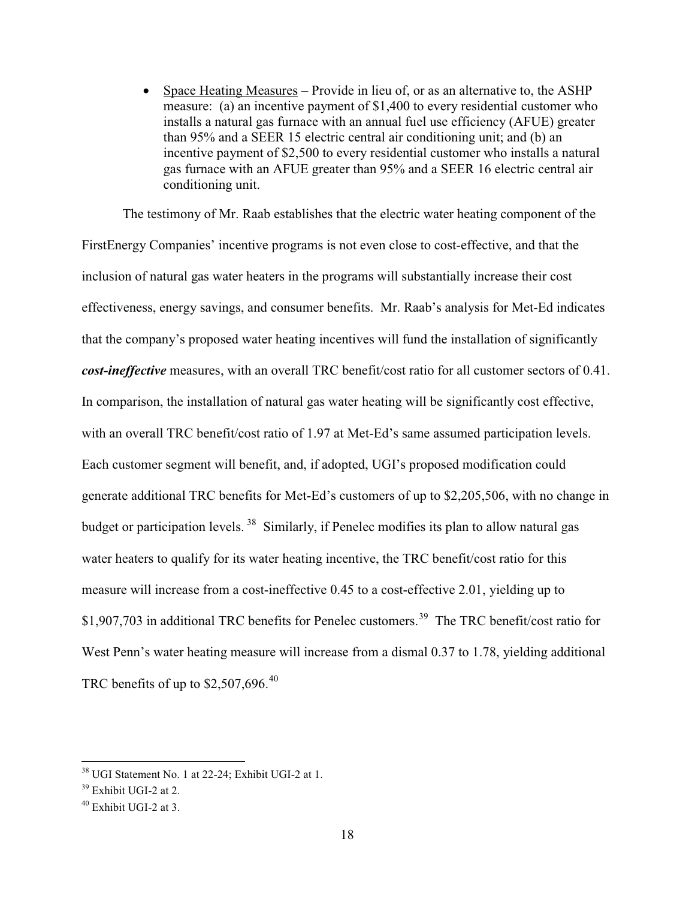- Space Heating Measures – Provide in lieu of, or as an alternative to, the ASHP measure: (a) an incentive payment of $1,400 to every residential customer who installs a natural gas furnace with an annual fuel use efficiency (AFUE) greater than 95% and a SEER 15 electric central air conditioning unit; and (b) an incentive payment of $2,500 to every residential customer who installs a natural gas furnace with an AFUE greater than 95% and a SEER 16 electric central air conditioning unit.

The testimony of Mr. Raab establishes that the electric water heating component of the FirstEnergy Companies' incentive programs is not even close to cost-effective, and that the inclusion of natural gas water heaters in the programs will substantially increase their cost effectiveness, energy savings, and consumer benefits. Mr. Raab's analysis for Met-Ed indicates that the company's proposed water heating incentives will fund the installation of significantly ***cost-ineffective*** measures, with an overall TRC benefit/cost ratio for all customer sectors of 0.41. In comparison, the installation of natural gas water heating will be significantly cost effective, with an overall TRC benefit/cost ratio of 1.97 at Met-Ed's same assumed participation levels. Each customer segment will benefit, and, if adopted, UGI's proposed modification could generate additional TRC benefits for Met-Ed's customers of up to $2,205,506, with no change in budget or participation levels.[38] Similarly, if Penelec modifies its plan to allow natural gas water heaters to qualify for its water heating incentive, the TRC benefit/cost ratio for this measure will increase from a cost-ineffective 0.45 to a cost-effective 2.01, yielding up to $1,907,703 in additional TRC benefits for Penelec customers.[39] The TRC benefit/cost ratio for West Penn's water heating measure will increase from a dismal 0.37 to 1.78, yielding additional TRC benefits of up to $2,507,696.[40]

---

[38] UGI Statement No. 1 at 22-24; Exhibit UGI-2 at 1.

[39] Exhibit UGI-2 at 2.

[40] Exhibit UGI-2 at 3.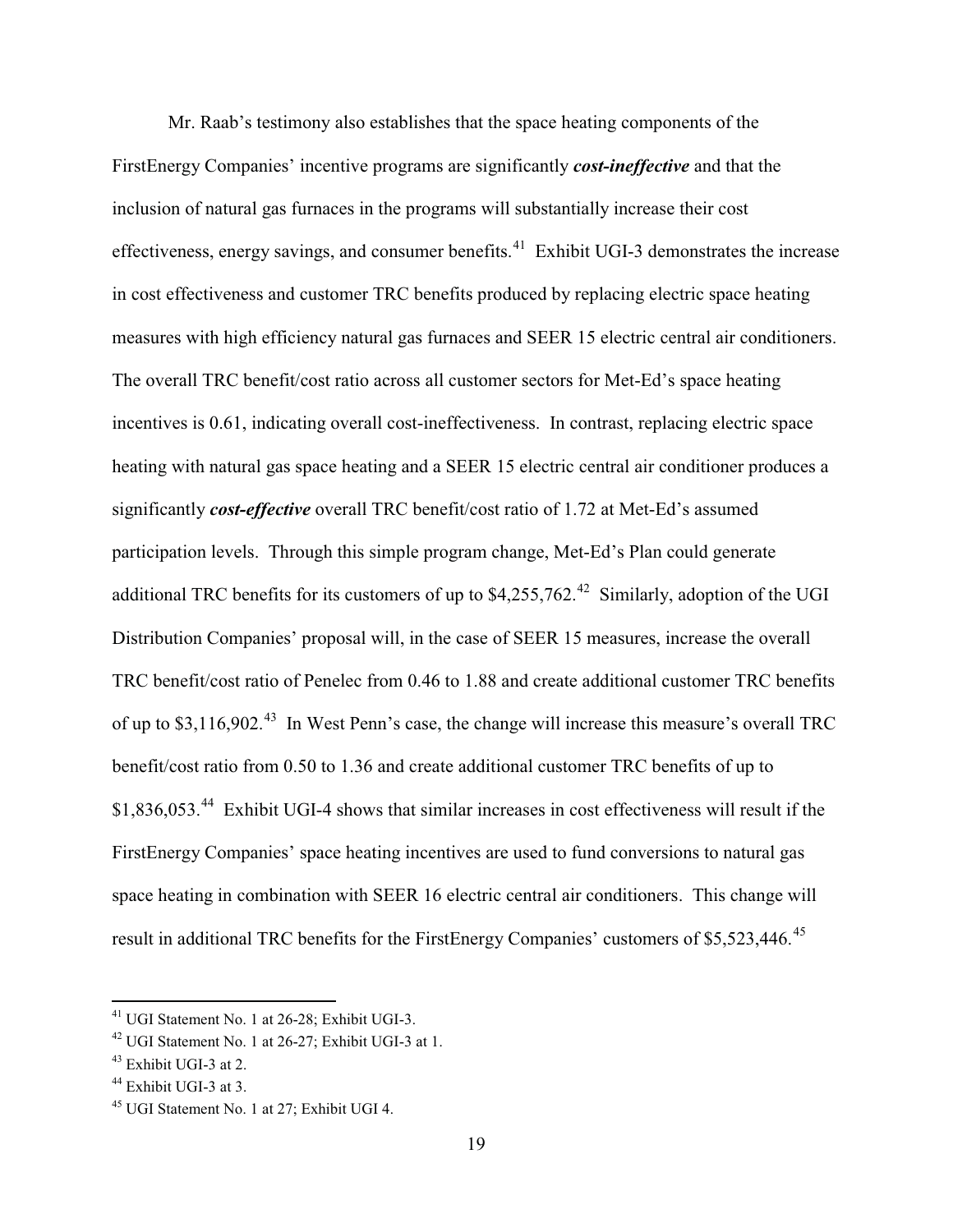Mr. Raab's testimony also establishes that the space heating components of the FirstEnergy Companies' incentive programs are significantly ***cost-ineffective*** and that the inclusion of natural gas furnaces in the programs will substantially increase their cost effectiveness, energy savings, and consumer benefits.[41] Exhibit UGI-3 demonstrates the increase in cost effectiveness and customer TRC benefits produced by replacing electric space heating measures with high efficiency natural gas furnaces and SEER 15 electric central air conditioners. The overall TRC benefit/cost ratio across all customer sectors for Met-Ed's space heating incentives is 0.61, indicating overall cost-ineffectiveness. In contrast, replacing electric space heating with natural gas space heating and a SEER 15 electric central air conditioner produces a significantly ***cost-effective*** overall TRC benefit/cost ratio of 1.72 at Met-Ed's assumed participation levels. Through this simple program change, Met-Ed's Plan could generate additional TRC benefits for its customers of up to $4,255,762.[42] Similarly, adoption of the UGI Distribution Companies' proposal will, in the case of SEER 15 measures, increase the overall TRC benefit/cost ratio of Penelec from 0.46 to 1.88 and create additional customer TRC benefits of up to $3,116,902.[43] In West Penn's case, the change will increase this measure's overall TRC benefit/cost ratio from 0.50 to 1.36 and create additional customer TRC benefits of up to $1,836,053.[44] Exhibit UGI-4 shows that similar increases in cost effectiveness will result if the FirstEnergy Companies' space heating incentives are used to fund conversions to natural gas space heating in combination with SEER 16 electric central air conditioners. This change will result in additional TRC benefits for the FirstEnergy Companies' customers of $5,523,446.[45]

---

[41] UGI Statement No. 1 at 26-28; Exhibit UGI-3.

[42] UGI Statement No. 1 at 26-27; Exhibit UGI-3 at 1.

[43] Exhibit UGI-3 at 2.

[44] Exhibit UGI-3 at 3.

[45] UGI Statement No. 1 at 27; Exhibit UGI 4.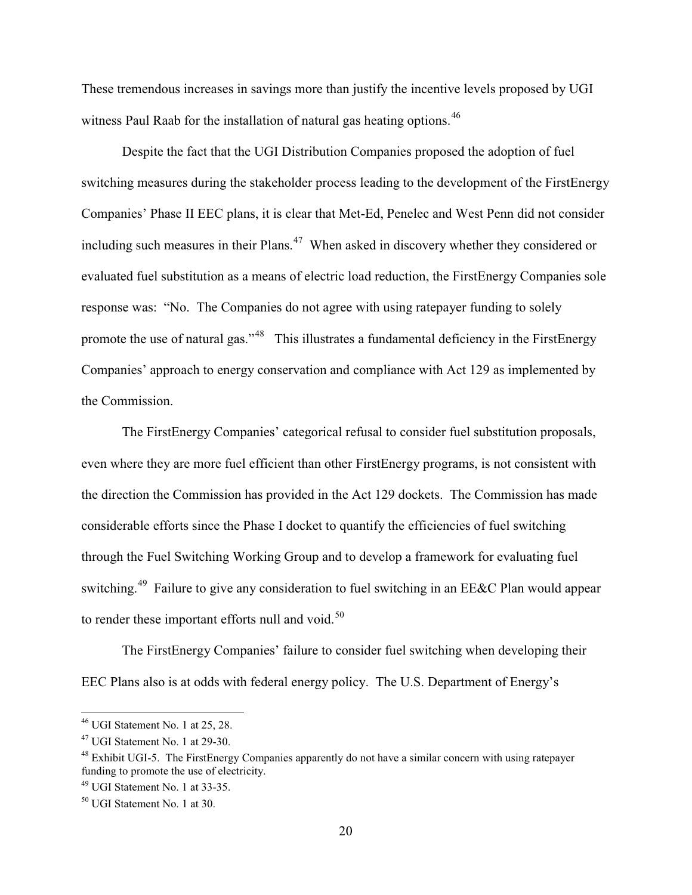These tremendous increases in savings more than justify the incentive levels proposed by UGI witness Paul Raab for the installation of natural gas heating options.[46]

Despite the fact that the UGI Distribution Companies proposed the adoption of fuel switching measures during the stakeholder process leading to the development of the FirstEnergy Companies' Phase II EEC plans, it is clear that Met-Ed, Penelec and West Penn did not consider including such measures in their Plans.[47] When asked in discovery whether they considered or evaluated fuel substitution as a means of electric load reduction, the FirstEnergy Companies sole response was: "No. The Companies do not agree with using ratepayer funding to solely promote the use of natural gas."[48] This illustrates a fundamental deficiency in the FirstEnergy Companies' approach to energy conservation and compliance with Act 129 as implemented by the Commission.

The FirstEnergy Companies' categorical refusal to consider fuel substitution proposals, even where they are more fuel efficient than other FirstEnergy programs, is not consistent with the direction the Commission has provided in the Act 129 dockets. The Commission has made considerable efforts since the Phase I docket to quantify the efficiencies of fuel switching through the Fuel Switching Working Group and to develop a framework for evaluating fuel switching.[49] Failure to give any consideration to fuel switching in an EE&C Plan would appear to render these important efforts null and void.[50]

The FirstEnergy Companies' failure to consider fuel switching when developing their EEC Plans also is at odds with federal energy policy. The U.S. Department of Energy's

---

[46] UGI Statement No. 1 at 25, 28.

[47] UGI Statement No. 1 at 29-30.

[48] Exhibit UGI-5. The FirstEnergy Companies apparently do not have a similar concern with using ratepayer funding to promote the use of electricity.

[49] UGI Statement No. 1 at 33-35.

[50] UGI Statement No. 1 at 30.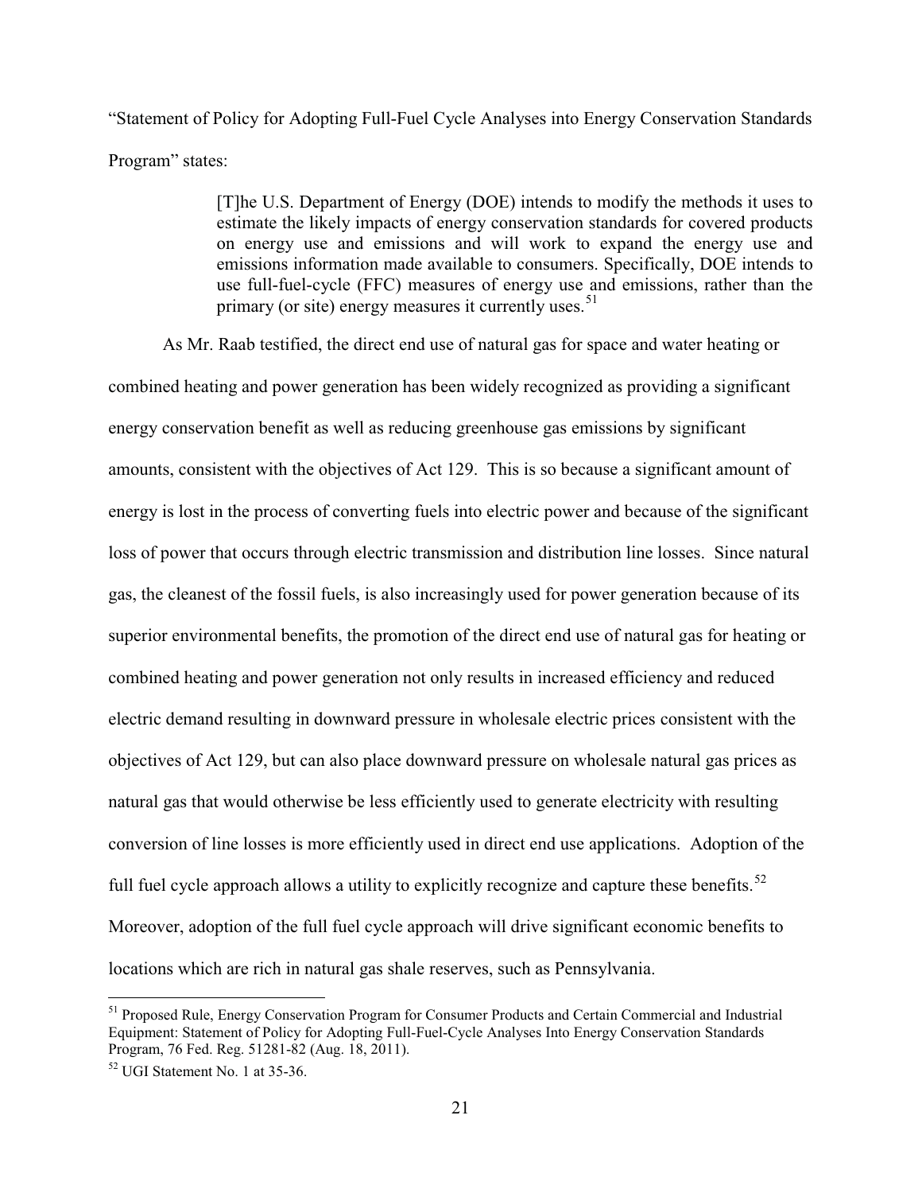"Statement of Policy for Adopting Full-Fuel Cycle Analyses into Energy Conservation Standards Program" states:

> [T]he U.S. Department of Energy (DOE) intends to modify the methods it uses to estimate the likely impacts of energy conservation standards for covered products on energy use and emissions and will work to expand the energy use and emissions information made available to consumers. Specifically, DOE intends to use full-fuel-cycle (FFC) measures of energy use and emissions, rather than the primary (or site) energy measures it currently uses.[51]

As Mr. Raab testified, the direct end use of natural gas for space and water heating or combined heating and power generation has been widely recognized as providing a significant energy conservation benefit as well as reducing greenhouse gas emissions by significant amounts, consistent with the objectives of Act 129. This is so because a significant amount of energy is lost in the process of converting fuels into electric power and because of the significant loss of power that occurs through electric transmission and distribution line losses. Since natural gas, the cleanest of the fossil fuels, is also increasingly used for power generation because of its superior environmental benefits, the promotion of the direct end use of natural gas for heating or combined heating and power generation not only results in increased efficiency and reduced electric demand resulting in downward pressure in wholesale electric prices consistent with the objectives of Act 129, but can also place downward pressure on wholesale natural gas prices as natural gas that would otherwise be less efficiently used to generate electricity with resulting conversion of line losses is more efficiently used in direct end use applications. Adoption of the full fuel cycle approach allows a utility to explicitly recognize and capture these benefits.[52] Moreover, adoption of the full fuel cycle approach will drive significant economic benefits to locations which are rich in natural gas shale reserves, such as Pennsylvania.

---

[51] Proposed Rule, Energy Conservation Program for Consumer Products and Certain Commercial and Industrial Equipment: Statement of Policy for Adopting Full-Fuel-Cycle Analyses Into Energy Conservation Standards Program, 76 Fed. Reg. 51281-82 (Aug. 18, 2011).

[52] UGI Statement No. 1 at 35-36.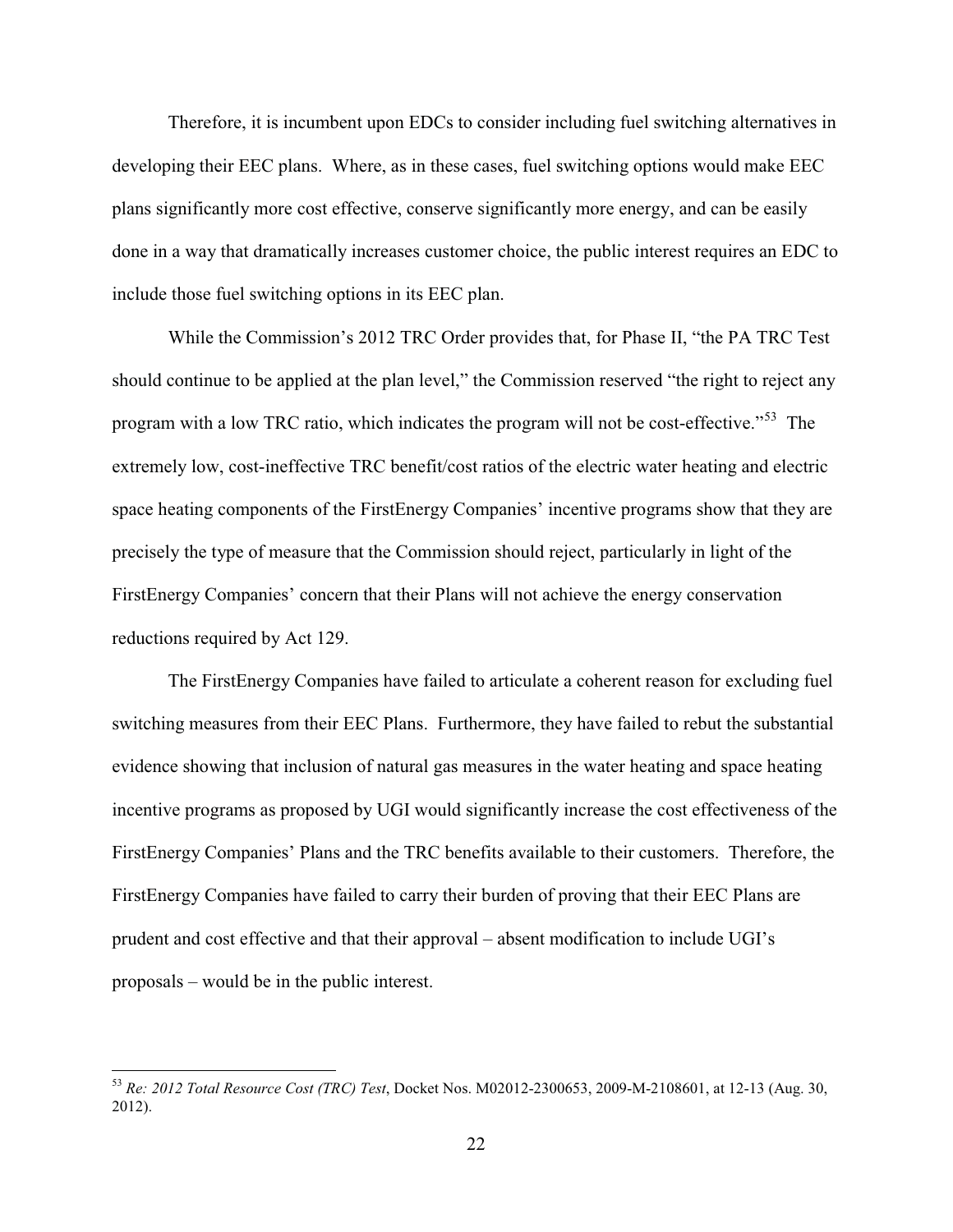Therefore, it is incumbent upon EDCs to consider including fuel switching alternatives in developing their EEC plans. Where, as in these cases, fuel switching options would make EEC plans significantly more cost effective, conserve significantly more energy, and can be easily done in a way that dramatically increases customer choice, the public interest requires an EDC to include those fuel switching options in its EEC plan.

While the Commission's 2012 TRC Order provides that, for Phase II, "the PA TRC Test should continue to be applied at the plan level," the Commission reserved "the right to reject any program with a low TRC ratio, which indicates the program will not be cost-effective."[53] The extremely low, cost-ineffective TRC benefit/cost ratios of the electric water heating and electric space heating components of the FirstEnergy Companies' incentive programs show that they are precisely the type of measure that the Commission should reject, particularly in light of the FirstEnergy Companies' concern that their Plans will not achieve the energy conservation reductions required by Act 129.

The FirstEnergy Companies have failed to articulate a coherent reason for excluding fuel switching measures from their EEC Plans. Furthermore, they have failed to rebut the substantial evidence showing that inclusion of natural gas measures in the water heating and space heating incentive programs as proposed by UGI would significantly increase the cost effectiveness of the FirstEnergy Companies' Plans and the TRC benefits available to their customers. Therefore, the FirstEnergy Companies have failed to carry their burden of proving that their EEC Plans are prudent and cost effective and that their approval – absent modification to include UGI's proposals – would be in the public interest.

---

[53] *Re: 2012 Total Resource Cost (TRC) Test*, Docket Nos. M02012-2300653, 2009-M-2108601, at 12-13 (Aug. 30, 2012).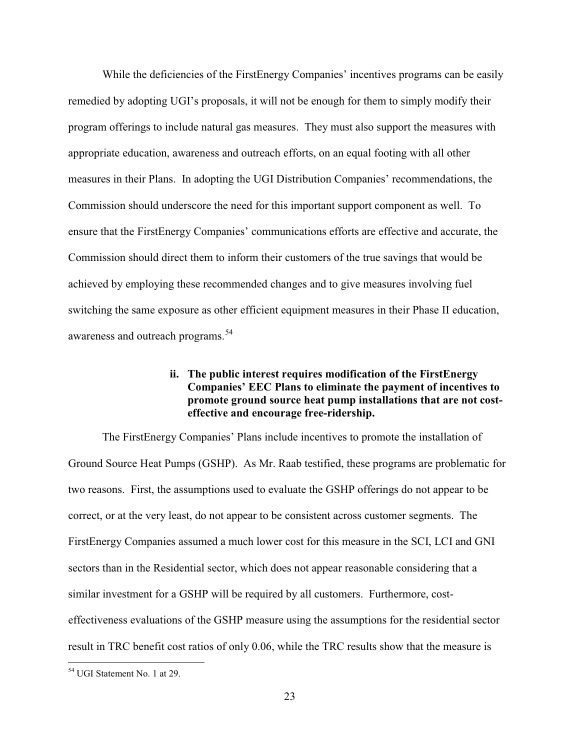While the deficiencies of the FirstEnergy Companies' incentives programs can be easily remedied by adopting UGI's proposals, it will not be enough for them to simply modify their program offerings to include natural gas measures. They must also support the measures with appropriate education, awareness and outreach efforts, on an equal footing with all other measures in their Plans. In adopting the UGI Distribution Companies' recommendations, the Commission should underscore the need for this important support component as well. To ensure that the FirstEnergy Companies' communications efforts are effective and accurate, the Commission should direct them to inform their customers of the true savings that would be achieved by employing these recommended changes and to give measures involving fuel switching the same exposure as other efficient equipment measures in their Phase II education, awareness and outreach programs.[54]

#### ii. The public interest requires modification of the FirstEnergy Companies' EEC Plans to eliminate the payment of incentives to promote ground source heat pump installations that are not cost-effective and encourage free-ridership.

The FirstEnergy Companies' Plans include incentives to promote the installation of Ground Source Heat Pumps (GSHP). As Mr. Raab testified, these programs are problematic for two reasons. First, the assumptions used to evaluate the GSHP offerings do not appear to be correct, or at the very least, do not appear to be consistent across customer segments. The FirstEnergy Companies assumed a much lower cost for this measure in the SCI, LCI and GNI sectors than in the Residential sector, which does not appear reasonable considering that a similar investment for a GSHP will be required by all customers. Furthermore, cost-effectiveness evaluations of the GSHP measure using the assumptions for the residential sector result in TRC benefit cost ratios of only 0.06, while the TRC results show that the measure is

[54] UGI Statement No. 1 at 29.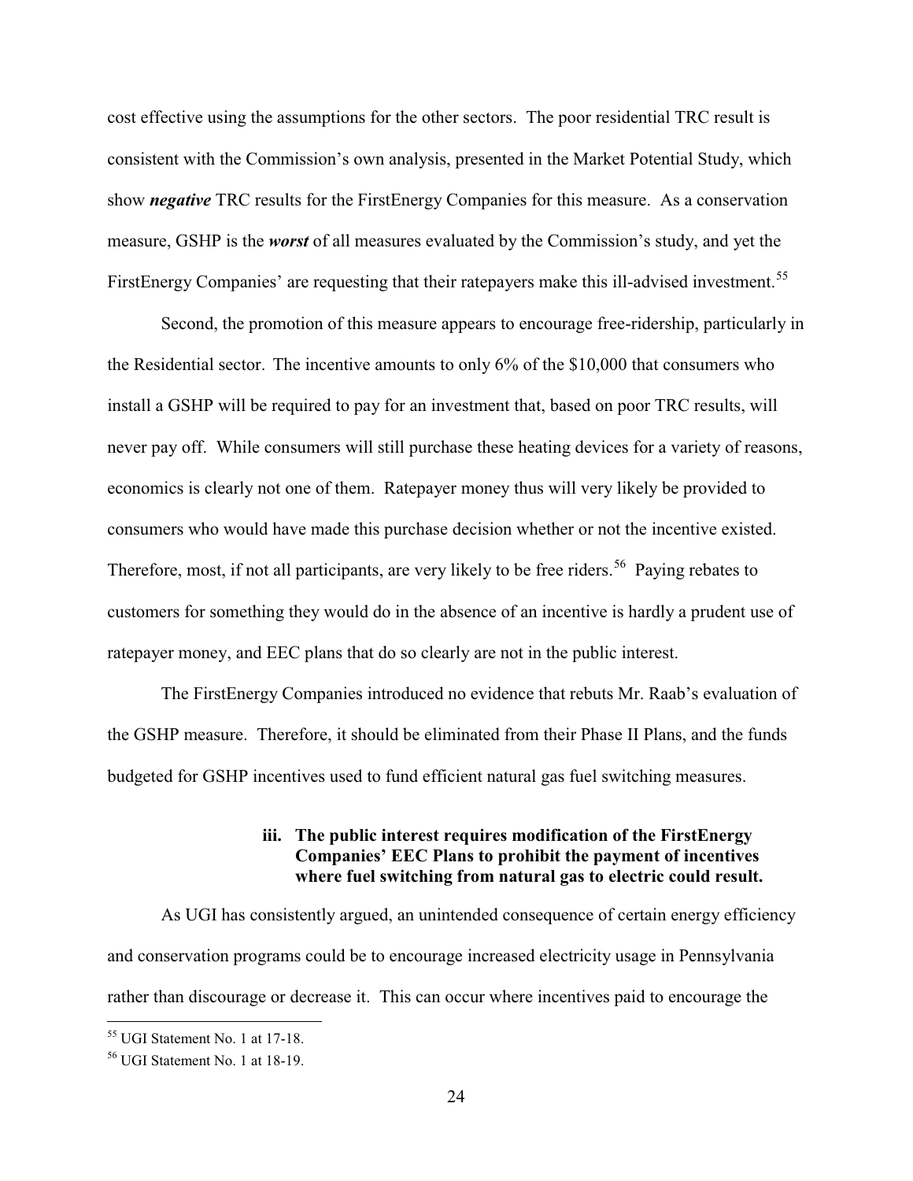cost effective using the assumptions for the other sectors. The poor residential TRC result is consistent with the Commission's own analysis, presented in the Market Potential Study, which show ***negative*** TRC results for the FirstEnergy Companies for this measure. As a conservation measure, GSHP is the ***worst*** of all measures evaluated by the Commission's study, and yet the FirstEnergy Companies' are requesting that their ratepayers make this ill-advised investment.[55]

Second, the promotion of this measure appears to encourage free-ridership, particularly in the Residential sector. The incentive amounts to only 6% of the $10,000 that consumers who install a GSHP will be required to pay for an investment that, based on poor TRC results, will never pay off. While consumers will still purchase these heating devices for a variety of reasons, economics is clearly not one of them. Ratepayer money thus will very likely be provided to consumers who would have made this purchase decision whether or not the incentive existed. Therefore, most, if not all participants, are very likely to be free riders.[56] Paying rebates to customers for something they would do in the absence of an incentive is hardly a prudent use of ratepayer money, and EEC plans that do so clearly are not in the public interest.

The FirstEnergy Companies introduced no evidence that rebuts Mr. Raab's evaluation of the GSHP measure. Therefore, it should be eliminated from their Phase II Plans, and the funds budgeted for GSHP incentives used to fund efficient natural gas fuel switching measures.

#### iii. The public interest requires modification of the FirstEnergy Companies' EEC Plans to prohibit the payment of incentives where fuel switching from natural gas to electric could result.

As UGI has consistently argued, an unintended consequence of certain energy efficiency and conservation programs could be to encourage increased electricity usage in Pennsylvania rather than discourage or decrease it. This can occur where incentives paid to encourage the

---

[55] UGI Statement No. 1 at 17-18.

[56] UGI Statement No. 1 at 18-19.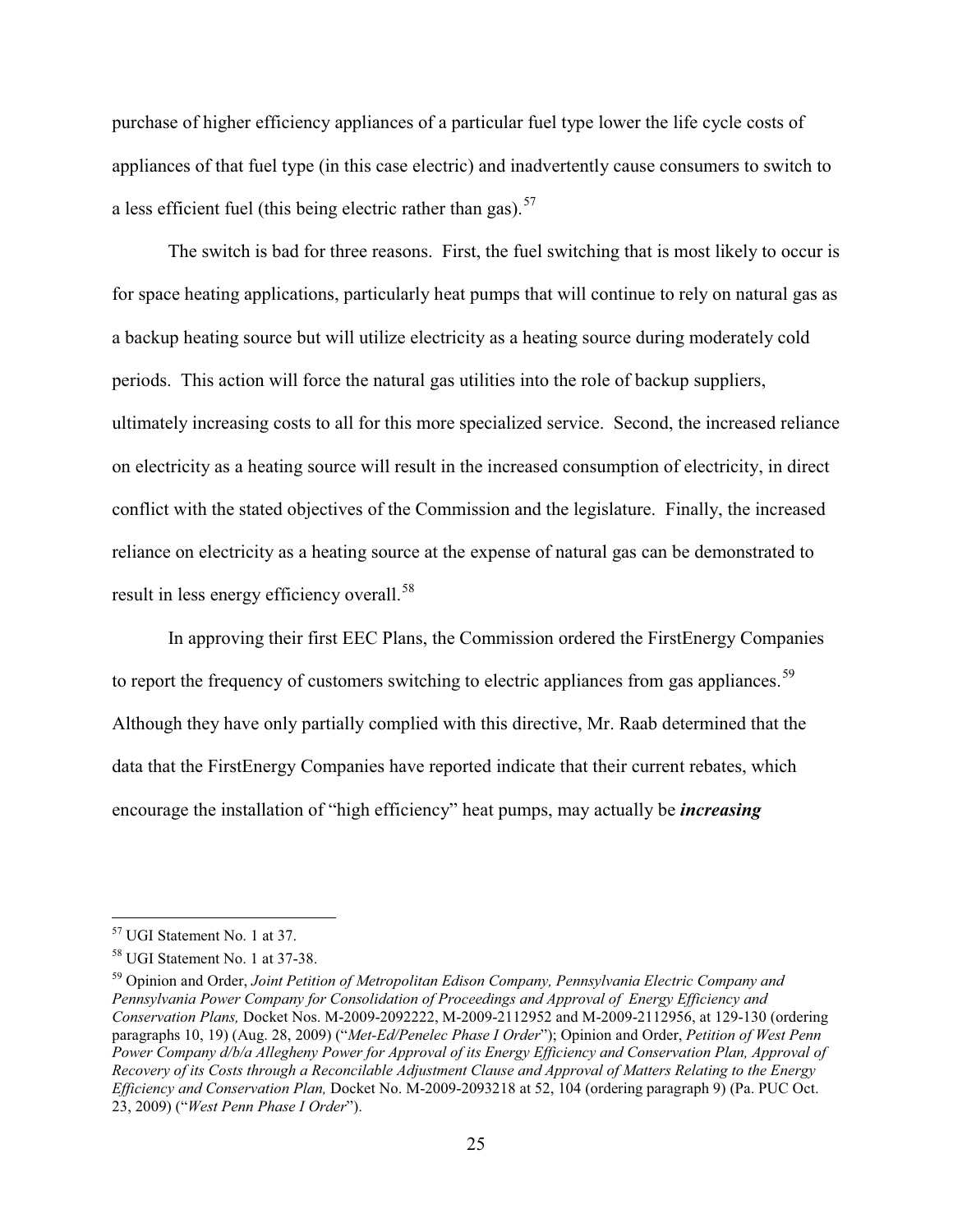purchase of higher efficiency appliances of a particular fuel type lower the life cycle costs of appliances of that fuel type (in this case electric) and inadvertently cause consumers to switch to a less efficient fuel (this being electric rather than gas).[57]

The switch is bad for three reasons. First, the fuel switching that is most likely to occur is for space heating applications, particularly heat pumps that will continue to rely on natural gas as a backup heating source but will utilize electricity as a heating source during moderately cold periods. This action will force the natural gas utilities into the role of backup suppliers, ultimately increasing costs to all for this more specialized service. Second, the increased reliance on electricity as a heating source will result in the increased consumption of electricity, in direct conflict with the stated objectives of the Commission and the legislature. Finally, the increased reliance on electricity as a heating source at the expense of natural gas can be demonstrated to result in less energy efficiency overall.[58]

In approving their first EEC Plans, the Commission ordered the FirstEnergy Companies to report the frequency of customers switching to electric appliances from gas appliances.[59] Although they have only partially complied with this directive, Mr. Raab determined that the data that the FirstEnergy Companies have reported indicate that their current rebates, which encourage the installation of "high efficiency" heat pumps, may actually be ***increasing***

---

[57] UGI Statement No. 1 at 37.

[58] UGI Statement No. 1 at 37-38.

[59] Opinion and Order, *Joint Petition of Metropolitan Edison Company, Pennsylvania Electric Company and Pennsylvania Power Company for Consolidation of Proceedings and Approval of Energy Efficiency and Conservation Plans,* Docket Nos. M-2009-2092222, M-2009-2112952 and M-2009-2112956, at 129-130 (ordering paragraphs 10, 19) (Aug. 28, 2009) ("*Met-Ed/Penelec Phase I Order*"); Opinion and Order, *Petition of West Penn Power Company d/b/a Allegheny Power for Approval of its Energy Efficiency and Conservation Plan, Approval of Recovery of its Costs through a Reconcilable Adjustment Clause and Approval of Matters Relating to the Energy Efficiency and Conservation Plan,* Docket No. M-2009-2093218 at 52, 104 (ordering paragraph 9) (Pa. PUC Oct. 23, 2009) ("*West Penn Phase I Order*").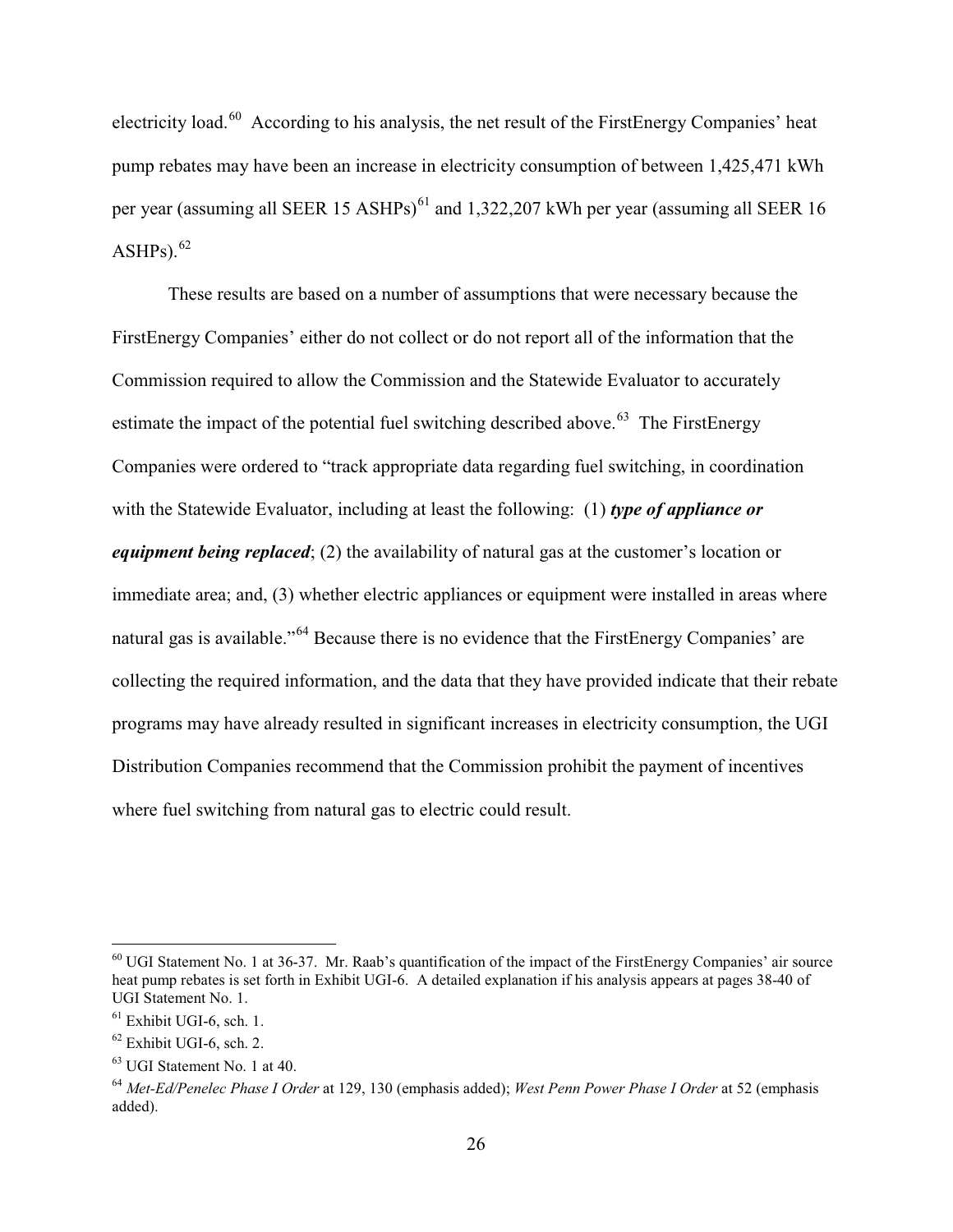electricity load.[60] According to his analysis, the net result of the FirstEnergy Companies' heat pump rebates may have been an increase in electricity consumption of between 1,425,471 kWh per year (assuming all SEER 15 ASHPs)[61] and 1,322,207 kWh per year (assuming all SEER 16 ASHPs).[62]

These results are based on a number of assumptions that were necessary because the FirstEnergy Companies' either do not collect or do not report all of the information that the Commission required to allow the Commission and the Statewide Evaluator to accurately estimate the impact of the potential fuel switching described above.[63] The FirstEnergy Companies were ordered to "track appropriate data regarding fuel switching, in coordination with the Statewide Evaluator, including at least the following: (1) ***type of appliance or equipment being replaced***; (2) the availability of natural gas at the customer's location or immediate area; and, (3) whether electric appliances or equipment were installed in areas where natural gas is available."[64] Because there is no evidence that the FirstEnergy Companies' are collecting the required information, and the data that they have provided indicate that their rebate programs may have already resulted in significant increases in electricity consumption, the UGI Distribution Companies recommend that the Commission prohibit the payment of incentives where fuel switching from natural gas to electric could result.

---

[60] UGI Statement No. 1 at 36-37. Mr. Raab's quantification of the impact of the FirstEnergy Companies' air source heat pump rebates is set forth in Exhibit UGI-6. A detailed explanation if his analysis appears at pages 38-40 of UGI Statement No. 1.

[61] Exhibit UGI-6, sch. 1.

[62] Exhibit UGI-6, sch. 2.

[63] UGI Statement No. 1 at 40.

[64] *Met-Ed/Penelec Phase I Order* at 129, 130 (emphasis added); *West Penn Power Phase I Order* at 52 (emphasis added).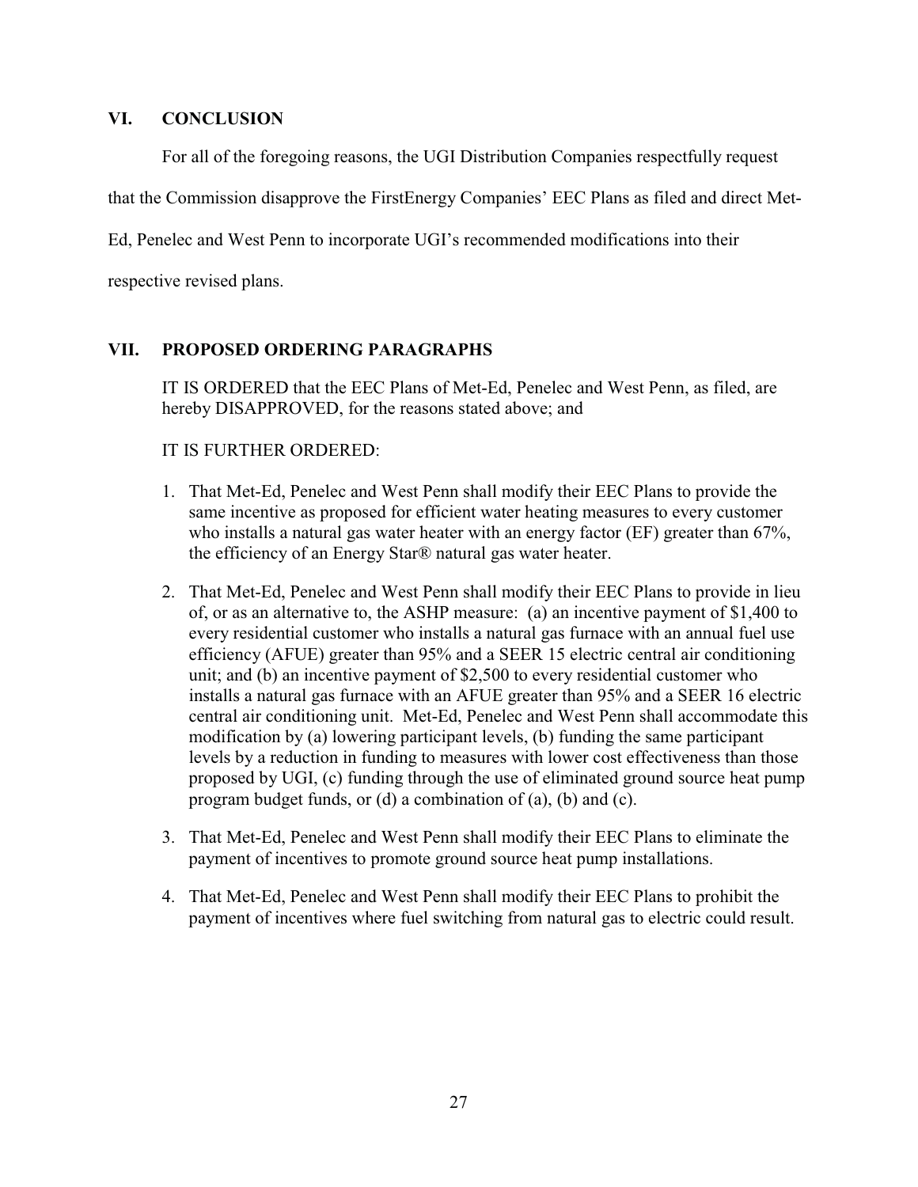## VI. CONCLUSION

For all of the foregoing reasons, the UGI Distribution Companies respectfully request that the Commission disapprove the FirstEnergy Companies' EEC Plans as filed and direct Met-Ed, Penelec and West Penn to incorporate UGI's recommended modifications into their respective revised plans.

## VII. PROPOSED ORDERING PARAGRAPHS

IT IS ORDERED that the EEC Plans of Met-Ed, Penelec and West Penn, as filed, are hereby DISAPPROVED, for the reasons stated above; and

IT IS FURTHER ORDERED:

1. That Met-Ed, Penelec and West Penn shall modify their EEC Plans to provide the same incentive as proposed for efficient water heating measures to every customer who installs a natural gas water heater with an energy factor (EF) greater than 67%, the efficiency of an Energy Star® natural gas water heater.

2. That Met-Ed, Penelec and West Penn shall modify their EEC Plans to provide in lieu of, or as an alternative to, the ASHP measure: (a) an incentive payment of $1,400 to every residential customer who installs a natural gas furnace with an annual fuel use efficiency (AFUE) greater than 95% and a SEER 15 electric central air conditioning unit; and (b) an incentive payment of $2,500 to every residential customer who installs a natural gas furnace with an AFUE greater than 95% and a SEER 16 electric central air conditioning unit. Met-Ed, Penelec and West Penn shall accommodate this modification by (a) lowering participant levels, (b) funding the same participant levels by a reduction in funding to measures with lower cost effectiveness than those proposed by UGI, (c) funding through the use of eliminated ground source heat pump program budget funds, or (d) a combination of (a), (b) and (c).

3. That Met-Ed, Penelec and West Penn shall modify their EEC Plans to eliminate the payment of incentives to promote ground source heat pump installations.

4. That Met-Ed, Penelec and West Penn shall modify their EEC Plans to prohibit the payment of incentives where fuel switching from natural gas to electric could result.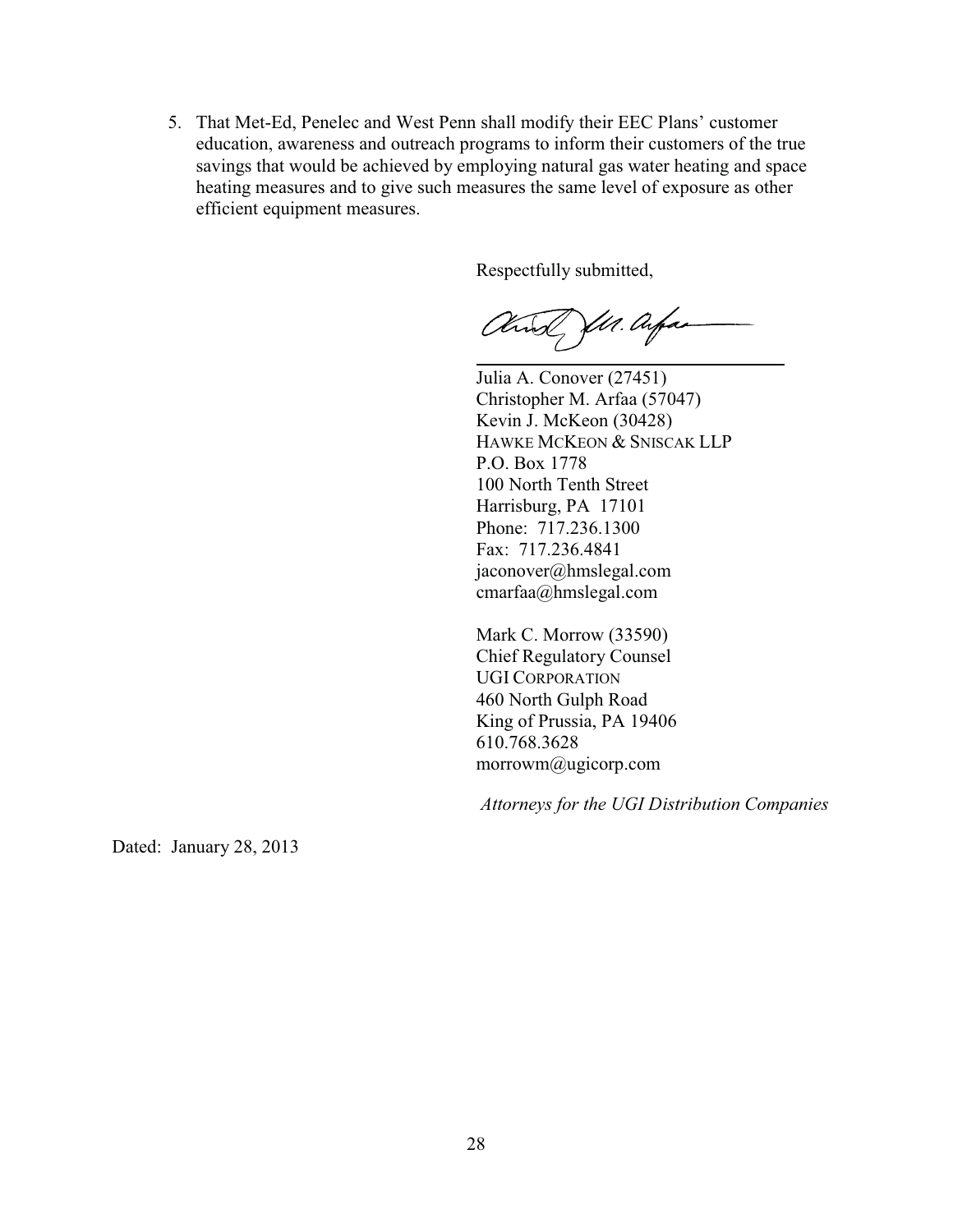5. That Met-Ed, Penelec and West Penn shall modify their EEC Plans' customer education, awareness and outreach programs to inform their customers of the true savings that would be achieved by employing natural gas water heating and space heating measures and to give such measures the same level of exposure as other efficient equipment measures.

Respectfully submitted,

Julia A. Conover (27451)
Christopher M. Arfaa (57047)
Kevin J. McKeon (30428)
HAWKE MCKEON & SNISCAK LLP
P.O. Box 1778
100 North Tenth Street
Harrisburg, PA 17101
Phone: 717.236.1300
Fax: 717.236.4841
jaconover@hmslegal.com
cmarfaa@hmslegal.com

Mark C. Morrow (33590)
Chief Regulatory Counsel
UGI CORPORATION
460 North Gulph Road
King of Prussia, PA 19406
610.768.3628
morrowm@ugicorp.com

*Attorneys for the UGI Distribution Companies*

Dated: January 28, 2013